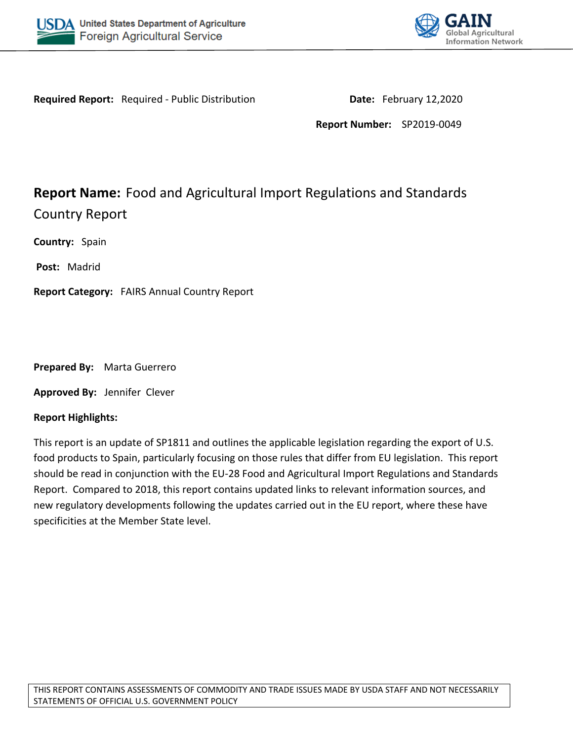United States Department of Agriculture
Foreign Agricultural Service

GAIN
Global Agricultural Information Network

**Required Report:** Required - Public Distribution

**Date:** February 12,2020

**Report Number:** SP2019-0049

# **Report Name:** Food and Agricultural Import Regulations and Standards Country Report

**Country:** Spain

**Post:** Madrid

**Report Category:** FAIRS Annual Country Report

**Prepared By:** Marta Guerrero

**Approved By:** Jennifer Clever

**Report Highlights:**

This report is an update of SP1811 and outlines the applicable legislation regarding the export of U.S. food products to Spain, particularly focusing on those rules that differ from EU legislation. This report should be read in conjunction with the EU-28 Food and Agricultural Import Regulations and Standards Report. Compared to 2018, this report contains updated links to relevant information sources, and new regulatory developments following the updates carried out in the EU report, where these have specificities at the Member State level.

THIS REPORT CONTAINS ASSESSMENTS OF COMMODITY AND TRADE ISSUES MADE BY USDA STAFF AND NOT NECESSARILY STATEMENTS OF OFFICIAL U.S. GOVERNMENT POLICY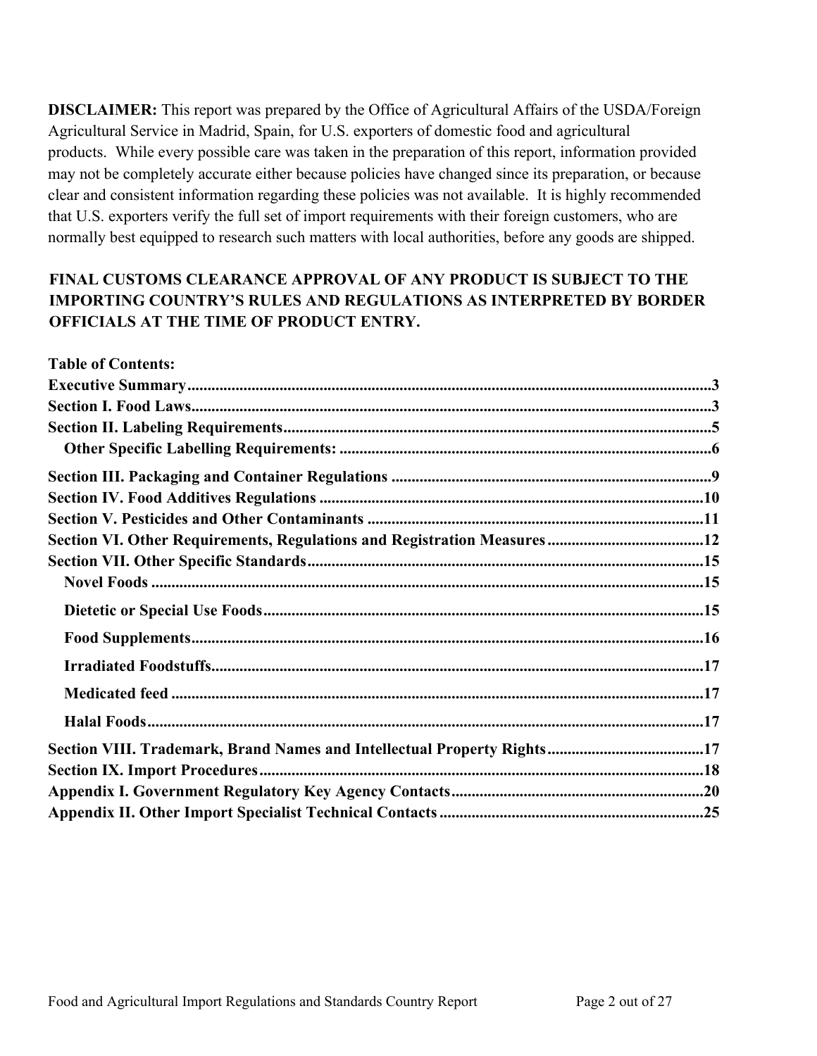**DISCLAIMER:** This report was prepared by the Office of Agricultural Affairs of the USDA/Foreign Agricultural Service in Madrid, Spain, for U.S. exporters of domestic food and agricultural products. While every possible care was taken in the preparation of this report, information provided may not be completely accurate either because policies have changed since its preparation, or because clear and consistent information regarding these policies was not available. It is highly recommended that U.S. exporters verify the full set of import requirements with their foreign customers, who are normally best equipped to research such matters with local authorities, before any goods are shipped.

**FINAL CUSTOMS CLEARANCE APPROVAL OF ANY PRODUCT IS SUBJECT TO THE IMPORTING COUNTRY'S RULES AND REGULATIONS AS INTERPRETED BY BORDER OFFICIALS AT THE TIME OF PRODUCT ENTRY.**

**Table of Contents:**

- **Executive Summary** .......... 3
- **Section I. Food Laws** .......... 3
- **Section II. Labeling Requirements** .......... 5
  - **Other Specific Labelling Requirements:** .......... 6
- **Section III. Packaging and Container Regulations** .......... 9
- **Section IV. Food Additives Regulations** .......... 10
- **Section V. Pesticides and Other Contaminants** .......... 11
- **Section VI. Other Requirements, Regulations and Registration Measures** .......... 12
- **Section VII. Other Specific Standards** .......... 15
  - **Novel Foods** .......... 15
  - **Dietetic or Special Use Foods** .......... 15
  - **Food Supplements** .......... 16
  - **Irradiated Foodstuffs** .......... 17
  - **Medicated feed** .......... 17
  - **Halal Foods** .......... 17
- **Section VIII. Trademark, Brand Names and Intellectual Property Rights** .......... 17
- **Section IX. Import Procedures** .......... 18
- **Appendix I. Government Regulatory Key Agency Contacts** .......... 20
- **Appendix II. Other Import Specialist Technical Contacts** .......... 25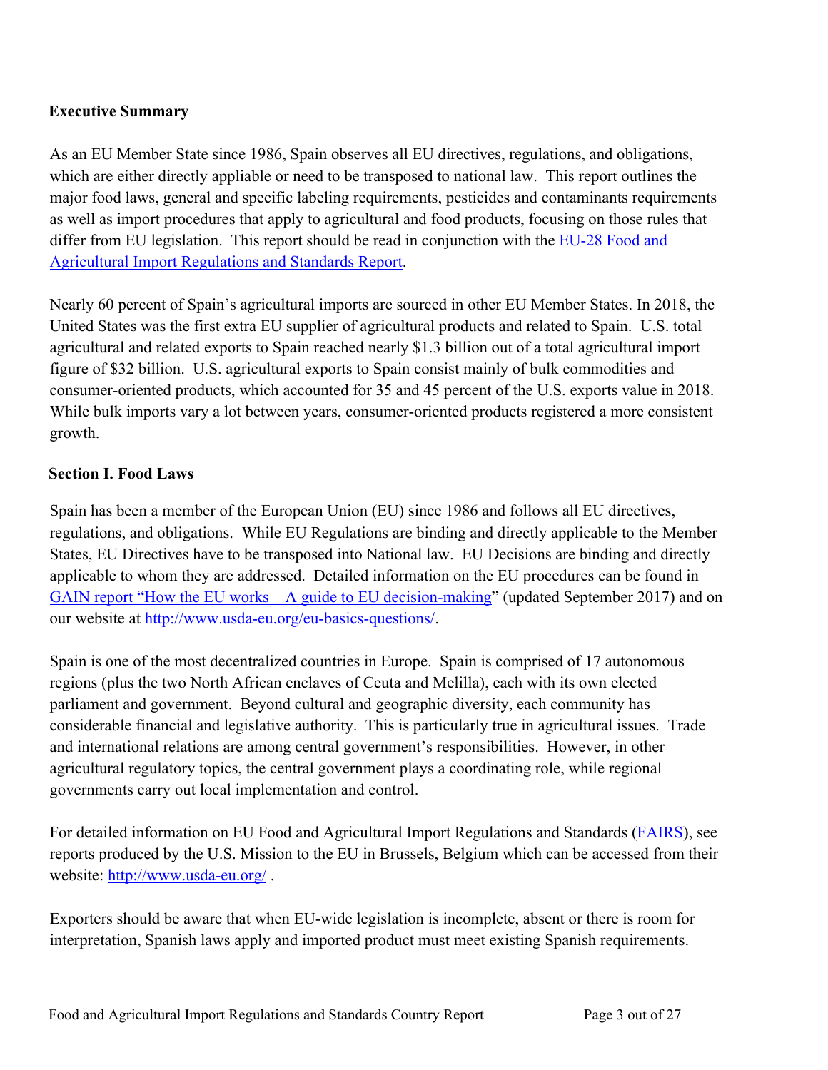## Executive Summary

As an EU Member State since 1986, Spain observes all EU directives, regulations, and obligations, which are either directly appliable or need to be transposed to national law. This report outlines the major food laws, general and specific labeling requirements, pesticides and contaminants requirements as well as import procedures that apply to agricultural and food products, focusing on those rules that differ from EU legislation. This report should be read in conjunction with the [EU-28 Food and Agricultural Import Regulations and Standards Report](#).

Nearly 60 percent of Spain's agricultural imports are sourced in other EU Member States. In 2018, the United States was the first extra EU supplier of agricultural products and related to Spain. U.S. total agricultural and related exports to Spain reached nearly $1.3 billion out of a total agricultural import figure of $32 billion. U.S. agricultural exports to Spain consist mainly of bulk commodities and consumer-oriented products, which accounted for 35 and 45 percent of the U.S. exports value in 2018. While bulk imports vary a lot between years, consumer-oriented products registered a more consistent growth.

## Section I. Food Laws

Spain has been a member of the European Union (EU) since 1986 and follows all EU directives, regulations, and obligations. While EU Regulations are binding and directly applicable to the Member States, EU Directives have to be transposed into National law. EU Decisions are binding and directly applicable to whom they are addressed. Detailed information on the EU procedures can be found in [GAIN report "How the EU works – A guide to EU decision-making"](#) (updated September 2017) and on our website at http://www.usda-eu.org/eu-basics-questions/.

Spain is one of the most decentralized countries in Europe. Spain is comprised of 17 autonomous regions (plus the two North African enclaves of Ceuta and Melilla), each with its own elected parliament and government. Beyond cultural and geographic diversity, each community has considerable financial and legislative authority. This is particularly true in agricultural issues. Trade and international relations are among central government's responsibilities. However, in other agricultural regulatory topics, the central government plays a coordinating role, while regional governments carry out local implementation and control.

For detailed information on EU Food and Agricultural Import Regulations and Standards ([FAIRS](#)), see reports produced by the U.S. Mission to the EU in Brussels, Belgium which can be accessed from their website: http://www.usda-eu.org/ .

Exporters should be aware that when EU-wide legislation is incomplete, absent or there is room for interpretation, Spanish laws apply and imported product must meet existing Spanish requirements.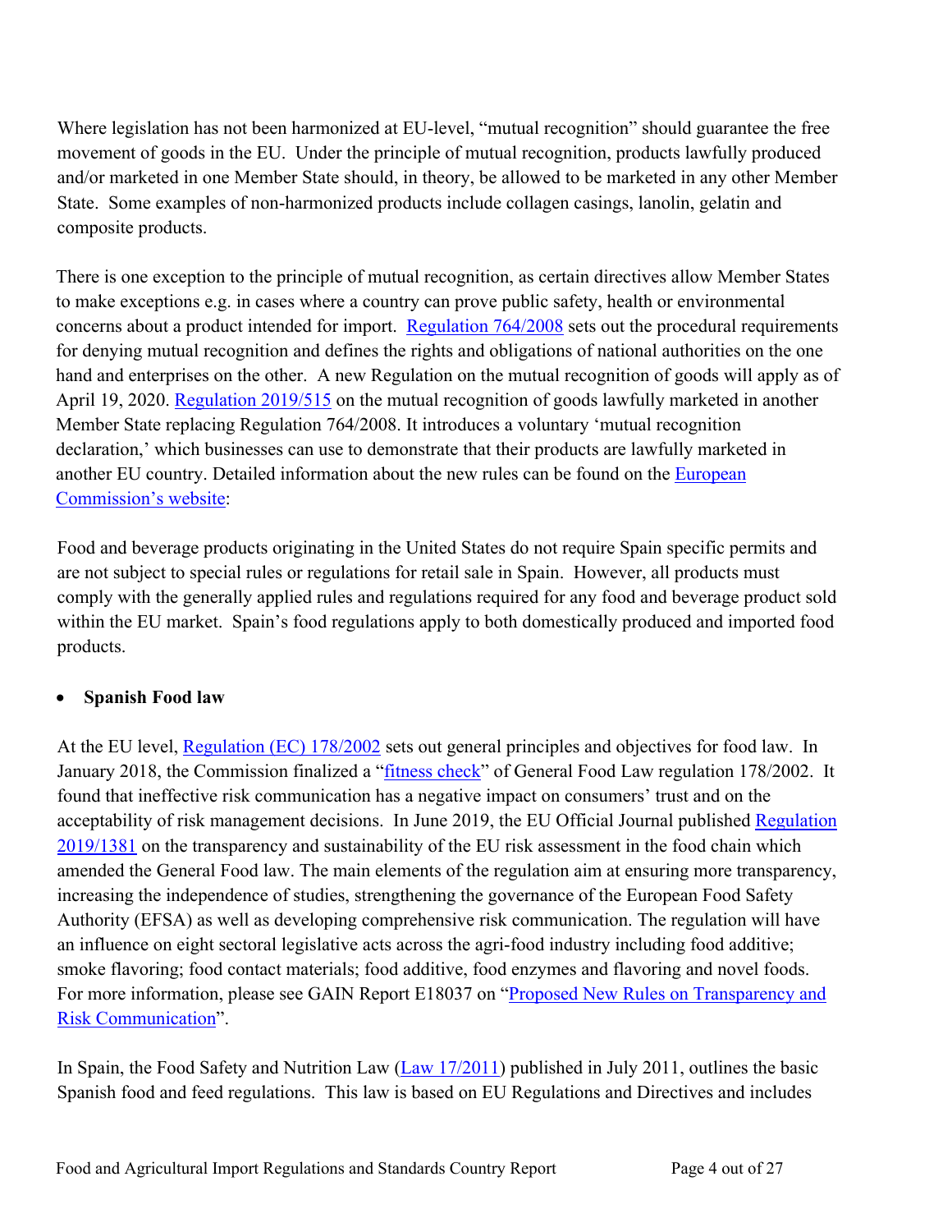Where legislation has not been harmonized at EU-level, "mutual recognition" should guarantee the free movement of goods in the EU. Under the principle of mutual recognition, products lawfully produced and/or marketed in one Member State should, in theory, be allowed to be marketed in any other Member State. Some examples of non-harmonized products include collagen casings, lanolin, gelatin and composite products.

There is one exception to the principle of mutual recognition, as certain directives allow Member States to make exceptions e.g. in cases where a country can prove public safety, health or environmental concerns about a product intended for import. [Regulation 764/2008] sets out the procedural requirements for denying mutual recognition and defines the rights and obligations of national authorities on the one hand and enterprises on the other. A new Regulation on the mutual recognition of goods will apply as of April 19, 2020. [Regulation 2019/515] on the mutual recognition of goods lawfully marketed in another Member State replacing Regulation 764/2008. It introduces a voluntary 'mutual recognition declaration,' which businesses can use to demonstrate that their products are lawfully marketed in another EU country. Detailed information about the new rules can be found on the [European Commission's website]:

Food and beverage products originating in the United States do not require Spain specific permits and are not subject to special rules or regulations for retail sale in Spain. However, all products must comply with the generally applied rules and regulations required for any food and beverage product sold within the EU market. Spain's food regulations apply to both domestically produced and imported food products.

- **Spanish Food law**

At the EU level, [Regulation (EC) 178/2002] sets out general principles and objectives for food law. In January 2018, the Commission finalized a "[fitness check]" of General Food Law regulation 178/2002. It found that ineffective risk communication has a negative impact on consumers' trust and on the acceptability of risk management decisions. In June 2019, the EU Official Journal published [Regulation 2019/1381] on the transparency and sustainability of the EU risk assessment in the food chain which amended the General Food law. The main elements of the regulation aim at ensuring more transparency, increasing the independence of studies, strengthening the governance of the European Food Safety Authority (EFSA) as well as developing comprehensive risk communication. The regulation will have an influence on eight sectoral legislative acts across the agri-food industry including food additive; smoke flavoring; food contact materials; food additive, food enzymes and flavoring and novel foods. For more information, please see GAIN Report E18037 on "[Proposed New Rules on Transparency and Risk Communication]".

In Spain, the Food Safety and Nutrition Law ([Law 17/2011]) published in July 2011, outlines the basic Spanish food and feed regulations. This law is based on EU Regulations and Directives and includes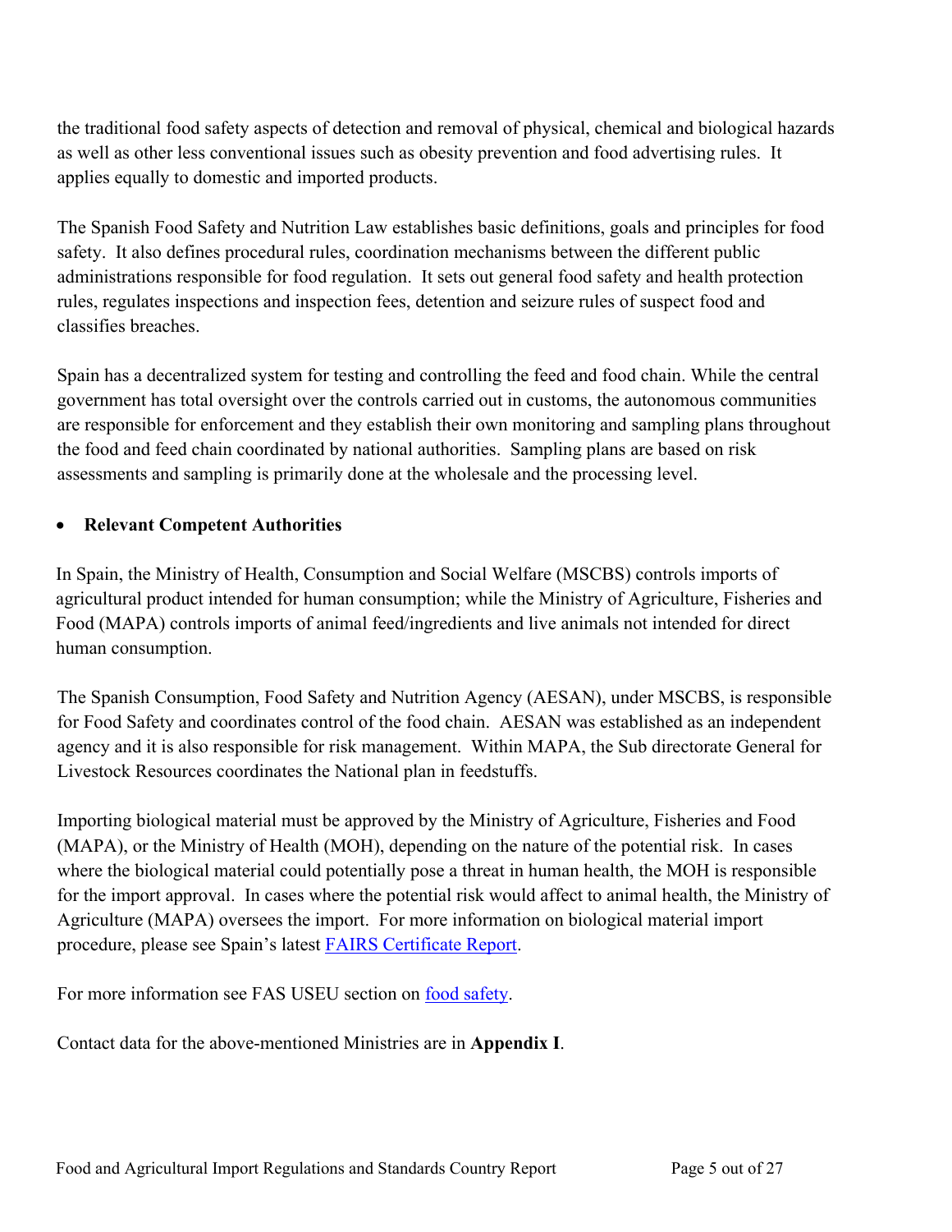the traditional food safety aspects of detection and removal of physical, chemical and biological hazards as well as other less conventional issues such as obesity prevention and food advertising rules. It applies equally to domestic and imported products.

The Spanish Food Safety and Nutrition Law establishes basic definitions, goals and principles for food safety. It also defines procedural rules, coordination mechanisms between the different public administrations responsible for food regulation. It sets out general food safety and health protection rules, regulates inspections and inspection fees, detention and seizure rules of suspect food and classifies breaches.

Spain has a decentralized system for testing and controlling the feed and food chain. While the central government has total oversight over the controls carried out in customs, the autonomous communities are responsible for enforcement and they establish their own monitoring and sampling plans throughout the food and feed chain coordinated by national authorities. Sampling plans are based on risk assessments and sampling is primarily done at the wholesale and the processing level.

- **Relevant Competent Authorities**

In Spain, the Ministry of Health, Consumption and Social Welfare (MSCBS) controls imports of agricultural product intended for human consumption; while the Ministry of Agriculture, Fisheries and Food (MAPA) controls imports of animal feed/ingredients and live animals not intended for direct human consumption.

The Spanish Consumption, Food Safety and Nutrition Agency (AESAN), under MSCBS, is responsible for Food Safety and coordinates control of the food chain. AESAN was established as an independent agency and it is also responsible for risk management. Within MAPA, the Sub directorate General for Livestock Resources coordinates the National plan in feedstuffs.

Importing biological material must be approved by the Ministry of Agriculture, Fisheries and Food (MAPA), or the Ministry of Health (MOH), depending on the nature of the potential risk. In cases where the biological material could potentially pose a threat in human health, the MOH is responsible for the import approval. In cases where the potential risk would affect to animal health, the Ministry of Agriculture (MAPA) oversees the import. For more information on biological material import procedure, please see Spain's latest FAIRS Certificate Report.

For more information see FAS USEU section on food safety.

Contact data for the above-mentioned Ministries are in **Appendix I**.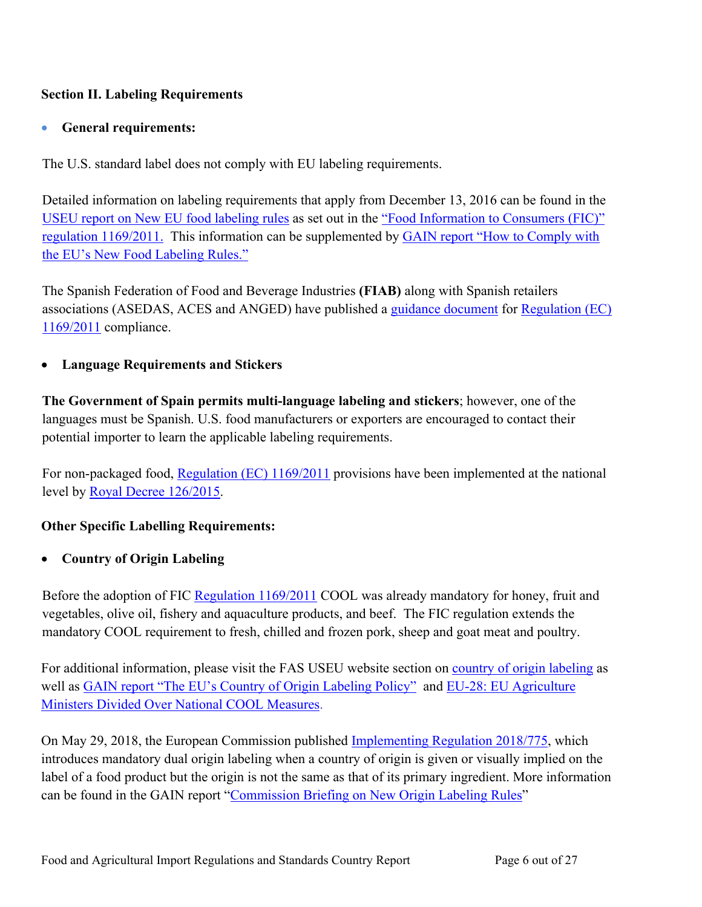## Section II. Labeling Requirements

- **General requirements:**

The U.S. standard label does not comply with EU labeling requirements.

Detailed information on labeling requirements that apply from December 13, 2016 can be found in the USEU report on New EU food labeling rules as set out in the "Food Information to Consumers (FIC)" regulation 1169/2011. This information can be supplemented by GAIN report "How to Comply with the EU's New Food Labeling Rules."

The Spanish Federation of Food and Beverage Industries **(FIAB)** along with Spanish retailers associations (ASEDAS, ACES and ANGED) have published a guidance document for Regulation (EC) 1169/2011 compliance.

- **Language Requirements and Stickers**

**The Government of Spain permits multi-language labeling and stickers**; however, one of the languages must be Spanish. U.S. food manufacturers or exporters are encouraged to contact their potential importer to learn the applicable labeling requirements.

For non-packaged food, Regulation (EC) 1169/2011 provisions have been implemented at the national level by Royal Decree 126/2015.

**Other Specific Labelling Requirements:**

- **Country of Origin Labeling**

Before the adoption of FIC Regulation 1169/2011 COOL was already mandatory for honey, fruit and vegetables, olive oil, fishery and aquaculture products, and beef. The FIC regulation extends the mandatory COOL requirement to fresh, chilled and frozen pork, sheep and goat meat and poultry.

For additional information, please visit the FAS USEU website section on country of origin labeling as well as GAIN report "The EU's Country of Origin Labeling Policy" and EU-28: EU Agriculture Ministers Divided Over National COOL Measures.

On May 29, 2018, the European Commission published Implementing Regulation 2018/775, which introduces mandatory dual origin labeling when a country of origin is given or visually implied on the label of a food product but the origin is not the same as that of its primary ingredient. More information can be found in the GAIN report "Commission Briefing on New Origin Labeling Rules"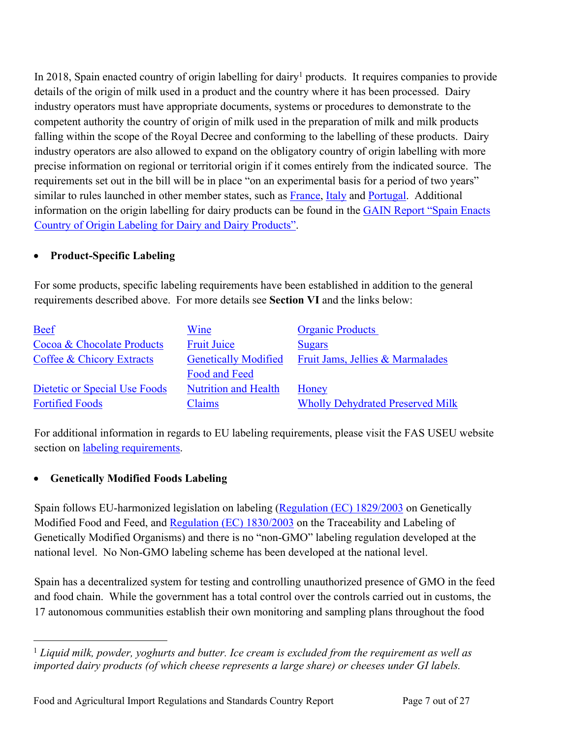In 2018, Spain enacted country of origin labelling for dairy[1] products. It requires companies to provide details of the origin of milk used in a product and the country where it has been processed. Dairy industry operators must have appropriate documents, systems or procedures to demonstrate to the competent authority the country of origin of milk used in the preparation of milk and milk products falling within the scope of the Royal Decree and conforming to the labelling of these products. Dairy industry operators are also allowed to expand on the obligatory country of origin labelling with more precise information on regional or territorial origin if it comes entirely from the indicated source. The requirements set out in the bill will be in place "on an experimental basis for a period of two years" similar to rules launched in other member states, such as France, Italy and Portugal. Additional information on the origin labelling for dairy products can be found in the GAIN Report "Spain Enacts Country of Origin Labeling for Dairy and Dairy Products".

- **Product-Specific Labeling**

For some products, specific labeling requirements have been established in addition to the general requirements described above. For more details see **Section VI** and the links below:

| | | |
|---|---|---|
| Beef | Wine | Organic Products |
| Cocoa & Chocolate Products | Fruit Juice | Sugars |
| Coffee & Chicory Extracts | Genetically Modified Food and Feed | Fruit Jams, Jellies & Marmalades |
| Dietetic or Special Use Foods | Nutrition and Health | Honey |
| Fortified Foods | Claims | Wholly Dehydrated Preserved Milk |

For additional information in regards to EU labeling requirements, please visit the FAS USEU website section on labeling requirements.

- **Genetically Modified Foods Labeling**

Spain follows EU-harmonized legislation on labeling (Regulation (EC) 1829/2003 on Genetically Modified Food and Feed, and Regulation (EC) 1830/2003 on the Traceability and Labeling of Genetically Modified Organisms) and there is no "non-GMO" labeling regulation developed at the national level. No Non-GMO labeling scheme has been developed at the national level.

Spain has a decentralized system for testing and controlling unauthorized presence of GMO in the feed and food chain. While the government has a total control over the controls carried out in customs, the 17 autonomous communities establish their own monitoring and sampling plans throughout the food

[1] *Liquid milk, powder, yoghurts and butter. Ice cream is excluded from the requirement as well as imported dairy products (of which cheese represents a large share) or cheeses under GI labels.*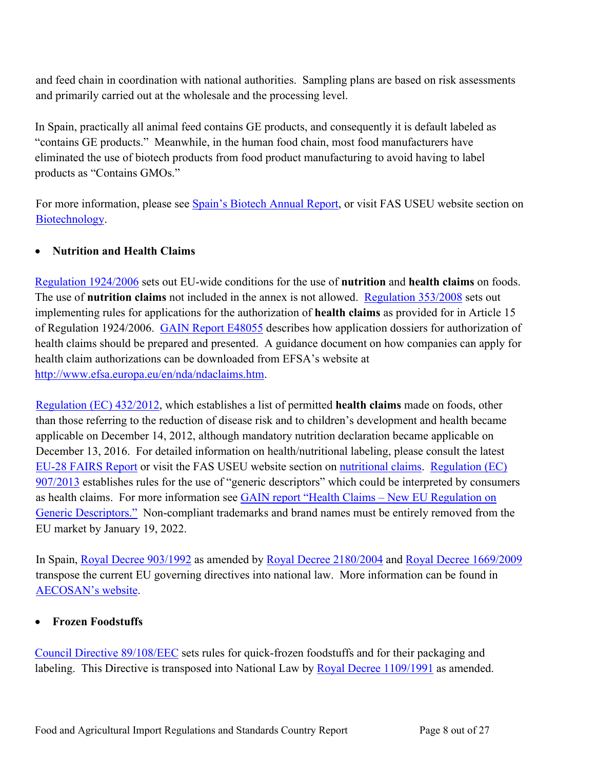and feed chain in coordination with national authorities. Sampling plans are based on risk assessments and primarily carried out at the wholesale and the processing level.

In Spain, practically all animal feed contains GE products, and consequently it is default labeled as "contains GE products." Meanwhile, in the human food chain, most food manufacturers have eliminated the use of biotech products from food product manufacturing to avoid having to label products as "Contains GMOs."

For more information, please see Spain's Biotech Annual Report, or visit FAS USEU website section on Biotechnology.

- **Nutrition and Health Claims**

Regulation 1924/2006 sets out EU-wide conditions for the use of **nutrition** and **health claims** on foods. The use of **nutrition claims** not included in the annex is not allowed. Regulation 353/2008 sets out implementing rules for applications for the authorization of **health claims** as provided for in Article 15 of Regulation 1924/2006. GAIN Report E48055 describes how application dossiers for authorization of health claims should be prepared and presented. A guidance document on how companies can apply for health claim authorizations can be downloaded from EFSA's website at http://www.efsa.europa.eu/en/nda/ndaclaims.htm.

Regulation (EC) 432/2012, which establishes a list of permitted **health claims** made on foods, other than those referring to the reduction of disease risk and to children's development and health became applicable on December 14, 2012, although mandatory nutrition declaration became applicable on December 13, 2016. For detailed information on health/nutritional labeling, please consult the latest EU-28 FAIRS Report or visit the FAS USEU website section on nutritional claims. Regulation (EC) 907/2013 establishes rules for the use of "generic descriptors" which could be interpreted by consumers as health claims. For more information see GAIN report "Health Claims – New EU Regulation on Generic Descriptors." Non-compliant trademarks and brand names must be entirely removed from the EU market by January 19, 2022.

In Spain, Royal Decree 903/1992 as amended by Royal Decree 2180/2004 and Royal Decree 1669/2009 transpose the current EU governing directives into national law. More information can be found in AECOSAN's website.

- **Frozen Foodstuffs**

Council Directive 89/108/EEC sets rules for quick-frozen foodstuffs and for their packaging and labeling. This Directive is transposed into National Law by Royal Decree 1109/1991 as amended.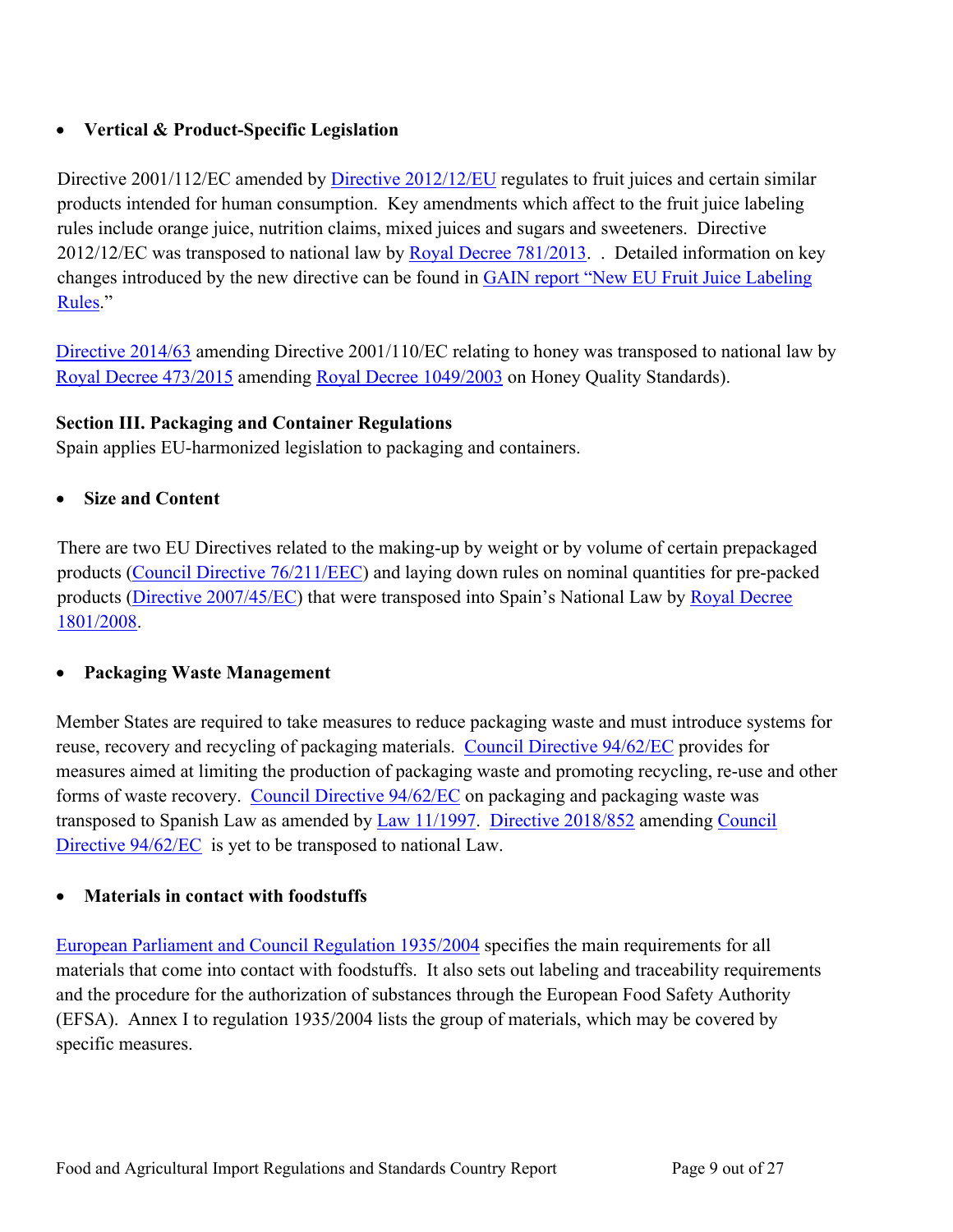- **Vertical & Product-Specific Legislation**

Directive 2001/112/EC amended by Directive 2012/12/EU regulates to fruit juices and certain similar products intended for human consumption. Key amendments which affect to the fruit juice labeling rules include orange juice, nutrition claims, mixed juices and sugars and sweeteners. Directive 2012/12/EC was transposed to national law by Royal Decree 781/2013. . Detailed information on key changes introduced by the new directive can be found in GAIN report "New EU Fruit Juice Labeling Rules."

Directive 2014/63 amending Directive 2001/110/EC relating to honey was transposed to national law by Royal Decree 473/2015 amending Royal Decree 1049/2003 on Honey Quality Standards).

**Section III. Packaging and Container Regulations**

Spain applies EU-harmonized legislation to packaging and containers.

- **Size and Content**

There are two EU Directives related to the making-up by weight or by volume of certain prepackaged products (Council Directive 76/211/EEC) and laying down rules on nominal quantities for pre-packed products (Directive 2007/45/EC) that were transposed into Spain's National Law by Royal Decree 1801/2008.

- **Packaging Waste Management**

Member States are required to take measures to reduce packaging waste and must introduce systems for reuse, recovery and recycling of packaging materials. Council Directive 94/62/EC provides for measures aimed at limiting the production of packaging waste and promoting recycling, re-use and other forms of waste recovery. Council Directive 94/62/EC on packaging and packaging waste was transposed to Spanish Law as amended by Law 11/1997. Directive 2018/852 amending Council Directive 94/62/EC is yet to be transposed to national Law.

- **Materials in contact with foodstuffs**

European Parliament and Council Regulation 1935/2004 specifies the main requirements for all materials that come into contact with foodstuffs. It also sets out labeling and traceability requirements and the procedure for the authorization of substances through the European Food Safety Authority (EFSA). Annex I to regulation 1935/2004 lists the group of materials, which may be covered by specific measures.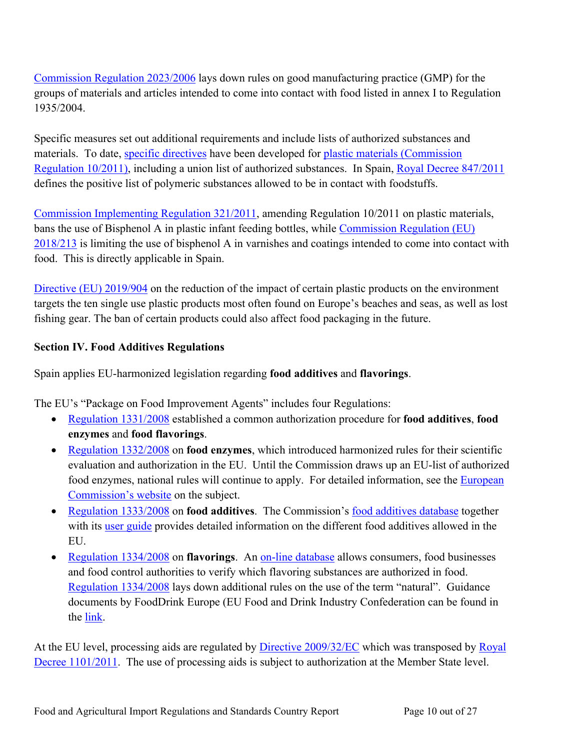Commission Regulation 2023/2006 lays down rules on good manufacturing practice (GMP) for the groups of materials and articles intended to come into contact with food listed in annex I to Regulation 1935/2004.

Specific measures set out additional requirements and include lists of authorized substances and materials. To date, specific directives have been developed for plastic materials (Commission Regulation 10/2011), including a union list of authorized substances. In Spain, Royal Decree 847/2011 defines the positive list of polymeric substances allowed to be in contact with foodstuffs.

Commission Implementing Regulation 321/2011, amending Regulation 10/2011 on plastic materials, bans the use of Bisphenol A in plastic infant feeding bottles, while Commission Regulation (EU) 2018/213 is limiting the use of bisphenol A in varnishes and coatings intended to come into contact with food. This is directly applicable in Spain.

Directive (EU) 2019/904 on the reduction of the impact of certain plastic products on the environment targets the ten single use plastic products most often found on Europe's beaches and seas, as well as lost fishing gear. The ban of certain products could also affect food packaging in the future.

**Section IV. Food Additives Regulations**

Spain applies EU-harmonized legislation regarding **food additives** and **flavorings**.

The EU's "Package on Food Improvement Agents" includes four Regulations:

- Regulation 1331/2008 established a common authorization procedure for **food additives**, **food enzymes** and **food flavorings**.
- Regulation 1332/2008 on **food enzymes**, which introduced harmonized rules for their scientific evaluation and authorization in the EU. Until the Commission draws up an EU-list of authorized food enzymes, national rules will continue to apply. For detailed information, see the European Commission's website on the subject.
- Regulation 1333/2008 on **food additives**. The Commission's food additives database together with its user guide provides detailed information on the different food additives allowed in the EU.
- Regulation 1334/2008 on **flavorings**. An on-line database allows consumers, food businesses and food control authorities to verify which flavoring substances are authorized in food. Regulation 1334/2008 lays down additional rules on the use of the term "natural". Guidance documents by FoodDrink Europe (EU Food and Drink Industry Confederation can be found in the link.

At the EU level, processing aids are regulated by Directive 2009/32/EC which was transposed by Royal Decree 1101/2011. The use of processing aids is subject to authorization at the Member State level.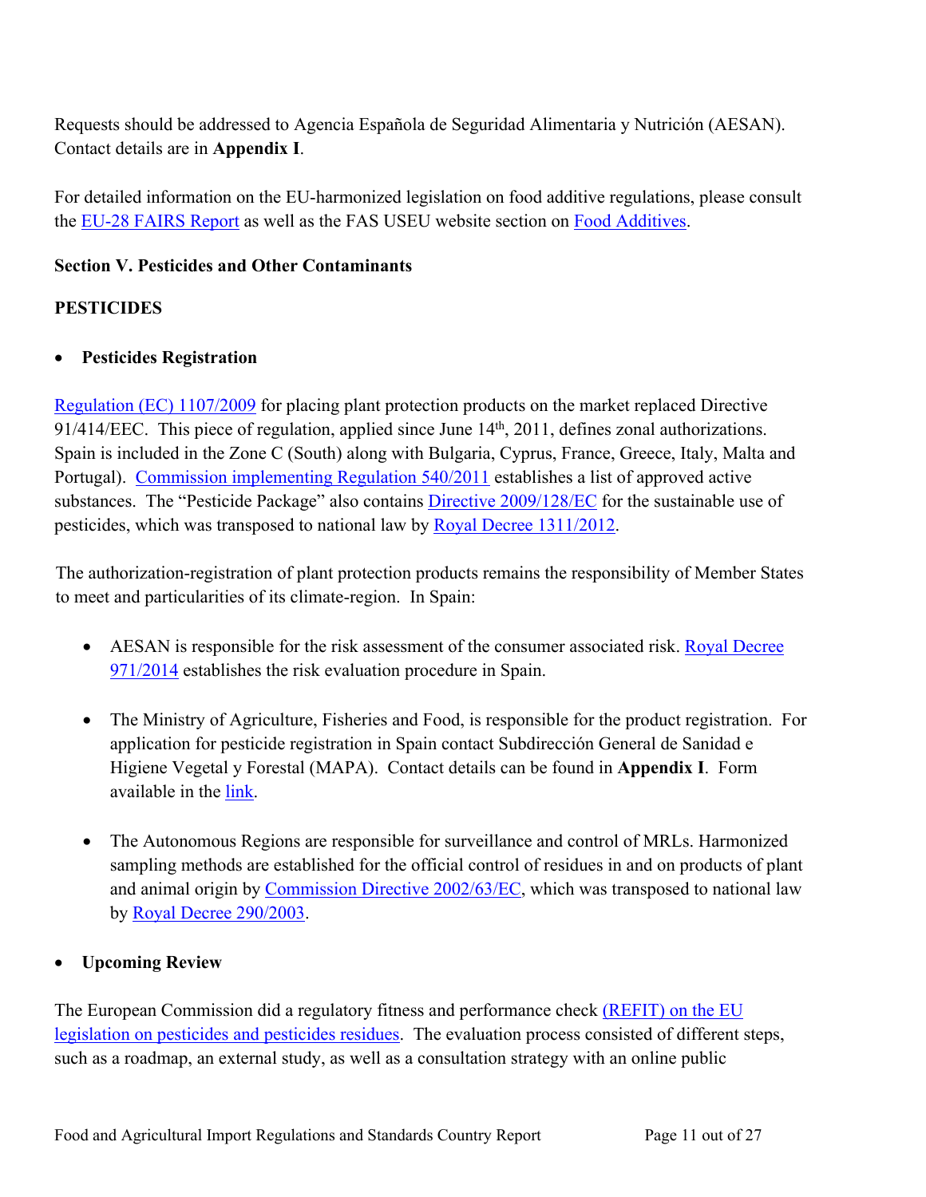Requests should be addressed to Agencia Española de Seguridad Alimentaria y Nutrición (AESAN). Contact details are in **Appendix I**.

For detailed information on the EU-harmonized legislation on food additive regulations, please consult the EU-28 FAIRS Report as well as the FAS USEU website section on Food Additives.

## Section V. Pesticides and Other Contaminants

### PESTICIDES

- **Pesticides Registration**

Regulation (EC) 1107/2009 for placing plant protection products on the market replaced Directive 91/414/EEC. This piece of regulation, applied since June 14th, 2011, defines zonal authorizations. Spain is included in the Zone C (South) along with Bulgaria, Cyprus, France, Greece, Italy, Malta and Portugal). Commission implementing Regulation 540/2011 establishes a list of approved active substances. The "Pesticide Package" also contains Directive 2009/128/EC for the sustainable use of pesticides, which was transposed to national law by Royal Decree 1311/2012.

The authorization-registration of plant protection products remains the responsibility of Member States to meet and particularities of its climate-region. In Spain:

- AESAN is responsible for the risk assessment of the consumer associated risk. Royal Decree 971/2014 establishes the risk evaluation procedure in Spain.
- The Ministry of Agriculture, Fisheries and Food, is responsible for the product registration. For application for pesticide registration in Spain contact Subdirección General de Sanidad e Higiene Vegetal y Forestal (MAPA). Contact details can be found in **Appendix I**. Form available in the link.
- The Autonomous Regions are responsible for surveillance and control of MRLs. Harmonized sampling methods are established for the official control of residues in and on products of plant and animal origin by Commission Directive 2002/63/EC, which was transposed to national law by Royal Decree 290/2003.

- **Upcoming Review**

The European Commission did a regulatory fitness and performance check (REFIT) on the EU legislation on pesticides and pesticides residues. The evaluation process consisted of different steps, such as a roadmap, an external study, as well as a consultation strategy with an online public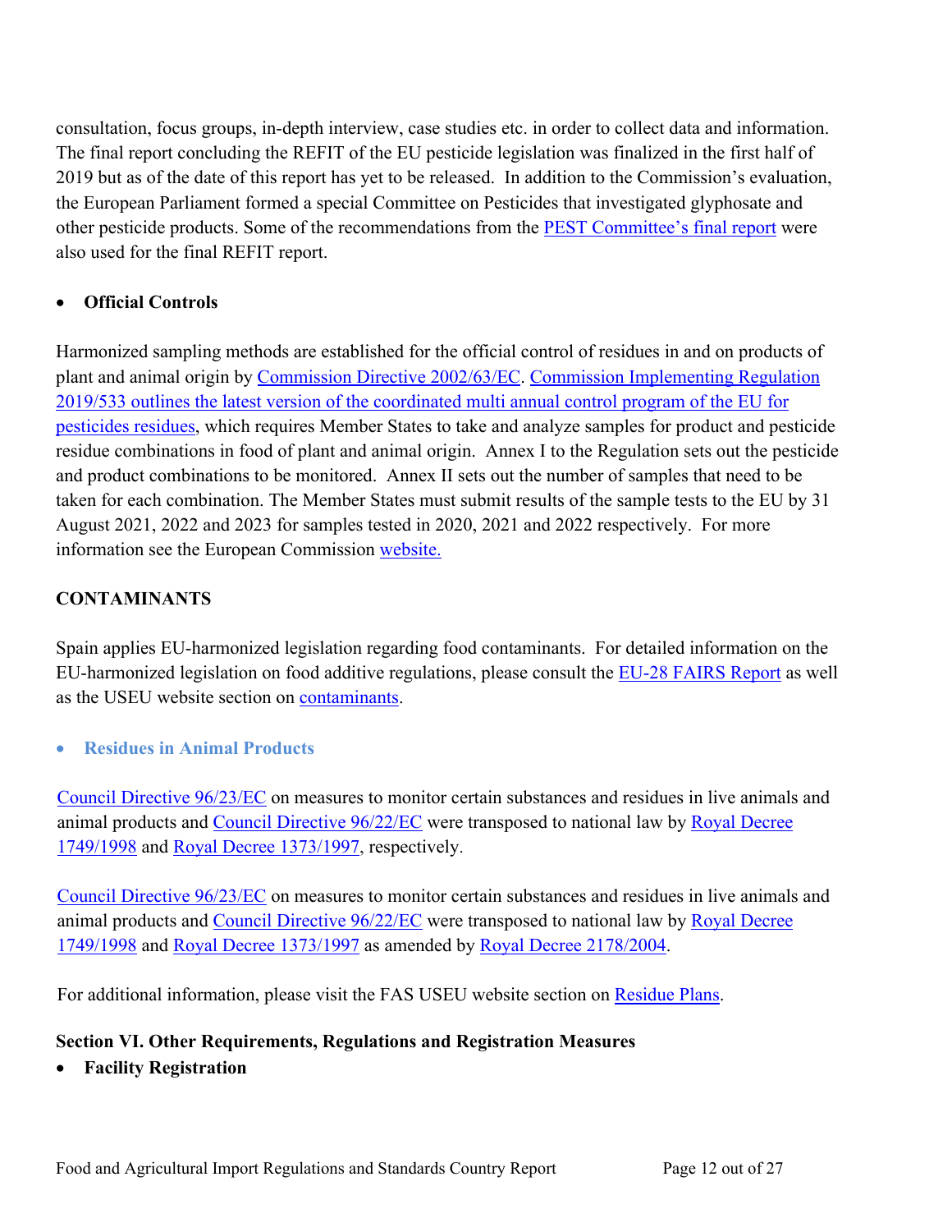consultation, focus groups, in-depth interview, case studies etc. in order to collect data and information. The final report concluding the REFIT of the EU pesticide legislation was finalized in the first half of 2019 but as of the date of this report has yet to be released. In addition to the Commission's evaluation, the European Parliament formed a special Committee on Pesticides that investigated glyphosate and other pesticide products. Some of the recommendations from the PEST Committee's final report were also used for the final REFIT report.

- **Official Controls**

Harmonized sampling methods are established for the official control of residues in and on products of plant and animal origin by Commission Directive 2002/63/EC. Commission Implementing Regulation 2019/533 outlines the latest version of the coordinated multi annual control program of the EU for pesticides residues, which requires Member States to take and analyze samples for product and pesticide residue combinations in food of plant and animal origin. Annex I to the Regulation sets out the pesticide and product combinations to be monitored. Annex II sets out the number of samples that need to be taken for each combination. The Member States must submit results of the sample tests to the EU by 31 August 2021, 2022 and 2023 for samples tested in 2020, 2021 and 2022 respectively. For more information see the European Commission website.

**CONTAMINANTS**

Spain applies EU-harmonized legislation regarding food contaminants. For detailed information on the EU-harmonized legislation on food additive regulations, please consult the EU-28 FAIRS Report as well as the USEU website section on contaminants.

- **Residues in Animal Products**

Council Directive 96/23/EC on measures to monitor certain substances and residues in live animals and animal products and Council Directive 96/22/EC were transposed to national law by Royal Decree 1749/1998 and Royal Decree 1373/1997, respectively.

Council Directive 96/23/EC on measures to monitor certain substances and residues in live animals and animal products and Council Directive 96/22/EC were transposed to national law by Royal Decree 1749/1998 and Royal Decree 1373/1997 as amended by Royal Decree 2178/2004.

For additional information, please visit the FAS USEU website section on Residue Plans.

**Section VI. Other Requirements, Regulations and Registration Measures**

- **Facility Registration**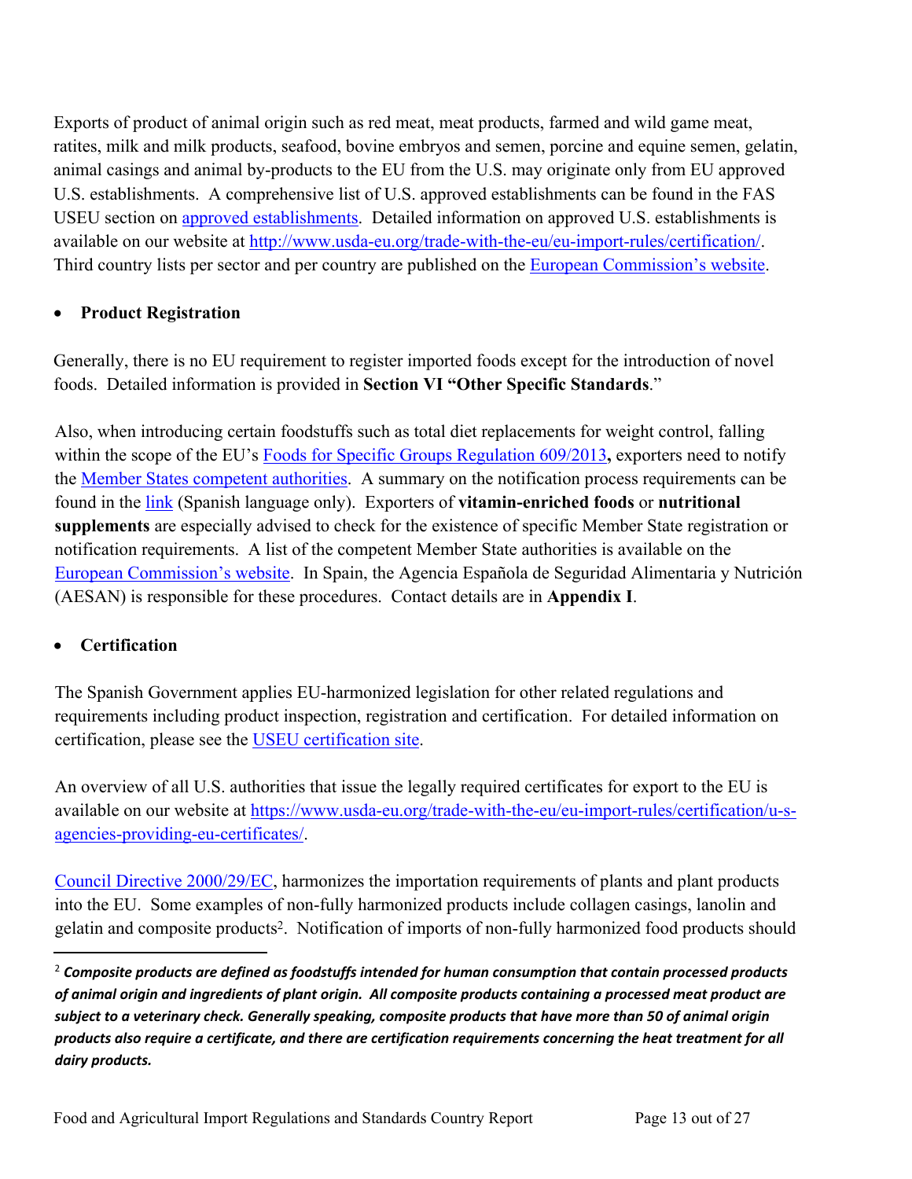Exports of product of animal origin such as red meat, meat products, farmed and wild game meat, ratites, milk and milk products, seafood, bovine embryos and semen, porcine and equine semen, gelatin, animal casings and animal by-products to the EU from the U.S. may originate only from EU approved U.S. establishments. A comprehensive list of U.S. approved establishments can be found in the FAS USEU section on approved establishments. Detailed information on approved U.S. establishments is available on our website at http://www.usda-eu.org/trade-with-the-eu/eu-import-rules/certification/. Third country lists per sector and per country are published on the European Commission's website.

- **Product Registration**

Generally, there is no EU requirement to register imported foods except for the introduction of novel foods. Detailed information is provided in **Section VI "Other Specific Standards**."

Also, when introducing certain foodstuffs such as total diet replacements for weight control, falling within the scope of the EU's Foods for Specific Groups Regulation 609/2013**,** exporters need to notify the Member States competent authorities. A summary on the notification process requirements can be found in the link (Spanish language only). Exporters of **vitamin-enriched foods** or **nutritional supplements** are especially advised to check for the existence of specific Member State registration or notification requirements. A list of the competent Member State authorities is available on the European Commission's website. In Spain, the Agencia Española de Seguridad Alimentaria y Nutrición (AESAN) is responsible for these procedures. Contact details are in **Appendix I**.

- **Certification**

The Spanish Government applies EU-harmonized legislation for other related regulations and requirements including product inspection, registration and certification. For detailed information on certification, please see the USEU certification site.

An overview of all U.S. authorities that issue the legally required certificates for export to the EU is available on our website at https://www.usda-eu.org/trade-with-the-eu/eu-import-rules/certification/u-s-agencies-providing-eu-certificates/.

Council Directive 2000/29/EC, harmonizes the importation requirements of plants and plant products into the EU. Some examples of non-fully harmonized products include collagen casings, lanolin and gelatin and composite products[2]. Notification of imports of non-fully harmonized food products should

[2] ***Composite products are defined as foodstuffs intended for human consumption that contain processed products of animal origin and ingredients of plant origin. All composite products containing a processed meat product are subject to a veterinary check. Generally speaking, composite products that have more than 50 of animal origin products also require a certificate, and there are certification requirements concerning the heat treatment for all dairy products.***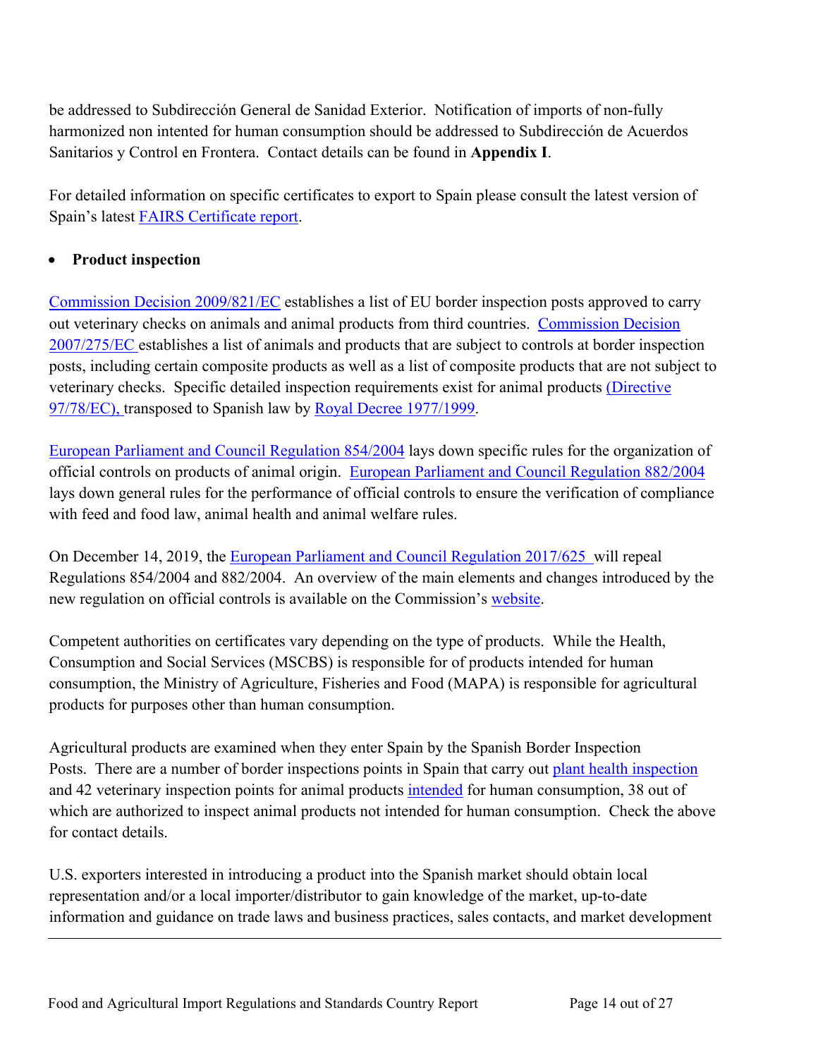be addressed to Subdirección General de Sanidad Exterior. Notification of imports of non-fully harmonized non intented for human consumption should be addressed to Subdirección de Acuerdos Sanitarios y Control en Frontera. Contact details can be found in **Appendix I**.

For detailed information on specific certificates to export to Spain please consult the latest version of Spain's latest FAIRS Certificate report.

- **Product inspection**

Commission Decision 2009/821/EC establishes a list of EU border inspection posts approved to carry out veterinary checks on animals and animal products from third countries. Commission Decision 2007/275/EC establishes a list of animals and products that are subject to controls at border inspection posts, including certain composite products as well as a list of composite products that are not subject to veterinary checks. Specific detailed inspection requirements exist for animal products (Directive 97/78/EC), transposed to Spanish law by Royal Decree 1977/1999.

European Parliament and Council Regulation 854/2004 lays down specific rules for the organization of official controls on products of animal origin. European Parliament and Council Regulation 882/2004 lays down general rules for the performance of official controls to ensure the verification of compliance with feed and food law, animal health and animal welfare rules.

On December 14, 2019, the European Parliament and Council Regulation 2017/625 will repeal Regulations 854/2004 and 882/2004. An overview of the main elements and changes introduced by the new regulation on official controls is available on the Commission's website.

Competent authorities on certificates vary depending on the type of products. While the Health, Consumption and Social Services (MSCBS) is responsible for of products intended for human consumption, the Ministry of Agriculture, Fisheries and Food (MAPA) is responsible for agricultural products for purposes other than human consumption.

Agricultural products are examined when they enter Spain by the Spanish Border Inspection Posts. There are a number of border inspections points in Spain that carry out plant health inspection and 42 veterinary inspection points for animal products intended for human consumption, 38 out of which are authorized to inspect animal products not intended for human consumption. Check the above for contact details.

U.S. exporters interested in introducing a product into the Spanish market should obtain local representation and/or a local importer/distributor to gain knowledge of the market, up-to-date information and guidance on trade laws and business practices, sales contacts, and market development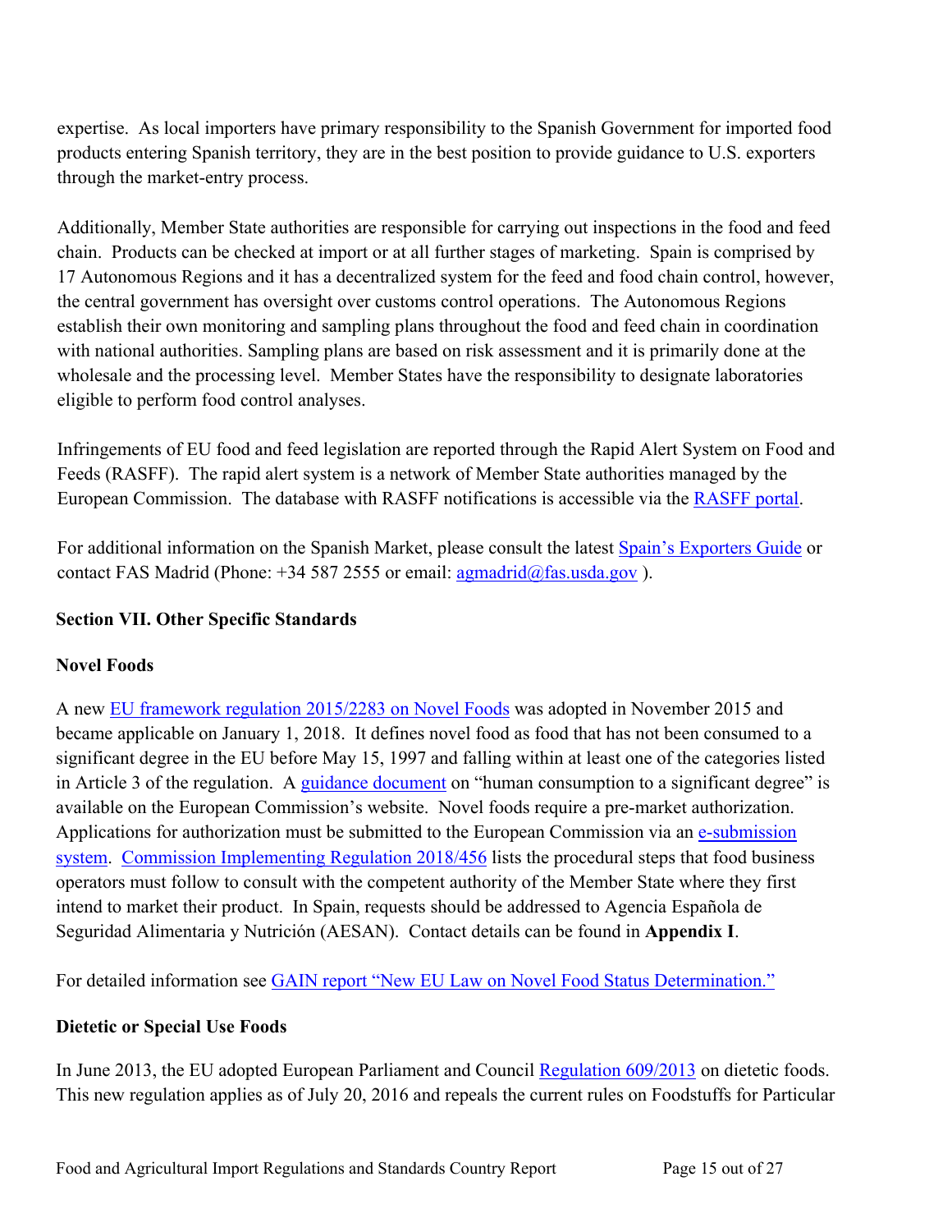expertise. As local importers have primary responsibility to the Spanish Government for imported food products entering Spanish territory, they are in the best position to provide guidance to U.S. exporters through the market-entry process.

Additionally, Member State authorities are responsible for carrying out inspections in the food and feed chain. Products can be checked at import or at all further stages of marketing. Spain is comprised by 17 Autonomous Regions and it has a decentralized system for the feed and food chain control, however, the central government has oversight over customs control operations. The Autonomous Regions establish their own monitoring and sampling plans throughout the food and feed chain in coordination with national authorities. Sampling plans are based on risk assessment and it is primarily done at the wholesale and the processing level. Member States have the responsibility to designate laboratories eligible to perform food control analyses.

Infringements of EU food and feed legislation are reported through the Rapid Alert System on Food and Feeds (RASFF). The rapid alert system is a network of Member State authorities managed by the European Commission. The database with RASFF notifications is accessible via the RASFF portal.

For additional information on the Spanish Market, please consult the latest Spain's Exporters Guide or contact FAS Madrid (Phone: +34 587 2555 or email: agmadrid@fas.usda.gov ).

## Section VII. Other Specific Standards

### Novel Foods

A new EU framework regulation 2015/2283 on Novel Foods was adopted in November 2015 and became applicable on January 1, 2018. It defines novel food as food that has not been consumed to a significant degree in the EU before May 15, 1997 and falling within at least one of the categories listed in Article 3 of the regulation. A guidance document on "human consumption to a significant degree" is available on the European Commission's website. Novel foods require a pre-market authorization. Applications for authorization must be submitted to the European Commission via an e-submission system. Commission Implementing Regulation 2018/456 lists the procedural steps that food business operators must follow to consult with the competent authority of the Member State where they first intend to market their product. In Spain, requests should be addressed to Agencia Española de Seguridad Alimentaria y Nutrición (AESAN). Contact details can be found in **Appendix I**.

For detailed information see GAIN report "New EU Law on Novel Food Status Determination."

### Dietetic or Special Use Foods

In June 2013, the EU adopted European Parliament and Council Regulation 609/2013 on dietetic foods. This new regulation applies as of July 20, 2016 and repeals the current rules on Foodstuffs for Particular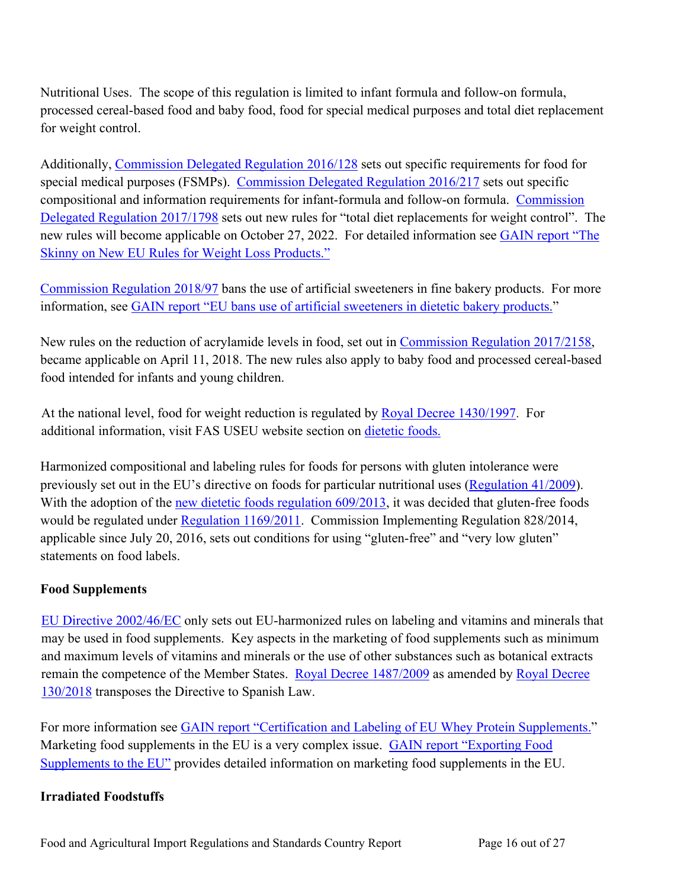Nutritional Uses. The scope of this regulation is limited to infant formula and follow-on formula, processed cereal-based food and baby food, food for special medical purposes and total diet replacement for weight control.

Additionally, Commission Delegated Regulation 2016/128 sets out specific requirements for food for special medical purposes (FSMPs). Commission Delegated Regulation 2016/217 sets out specific compositional and information requirements for infant-formula and follow-on formula. Commission Delegated Regulation 2017/1798 sets out new rules for "total diet replacements for weight control". The new rules will become applicable on October 27, 2022. For detailed information see GAIN report "The Skinny on New EU Rules for Weight Loss Products."

Commission Regulation 2018/97 bans the use of artificial sweeteners in fine bakery products. For more information, see GAIN report "EU bans use of artificial sweeteners in dietetic bakery products."

New rules on the reduction of acrylamide levels in food, set out in Commission Regulation 2017/2158, became applicable on April 11, 2018. The new rules also apply to baby food and processed cereal-based food intended for infants and young children.

At the national level, food for weight reduction is regulated by Royal Decree 1430/1997. For additional information, visit FAS USEU website section on dietetic foods.

Harmonized compositional and labeling rules for foods for persons with gluten intolerance were previously set out in the EU's directive on foods for particular nutritional uses (Regulation 41/2009). With the adoption of the new dietetic foods regulation 609/2013, it was decided that gluten-free foods would be regulated under Regulation 1169/2011. Commission Implementing Regulation 828/2014, applicable since July 20, 2016, sets out conditions for using "gluten-free" and "very low gluten" statements on food labels.

**Food Supplements**

EU Directive 2002/46/EC only sets out EU-harmonized rules on labeling and vitamins and minerals that may be used in food supplements. Key aspects in the marketing of food supplements such as minimum and maximum levels of vitamins and minerals or the use of other substances such as botanical extracts remain the competence of the Member States. Royal Decree 1487/2009 as amended by Royal Decree 130/2018 transposes the Directive to Spanish Law.

For more information see GAIN report "Certification and Labeling of EU Whey Protein Supplements." Marketing food supplements in the EU is a very complex issue. GAIN report "Exporting Food Supplements to the EU" provides detailed information on marketing food supplements in the EU.

**Irradiated Foodstuffs**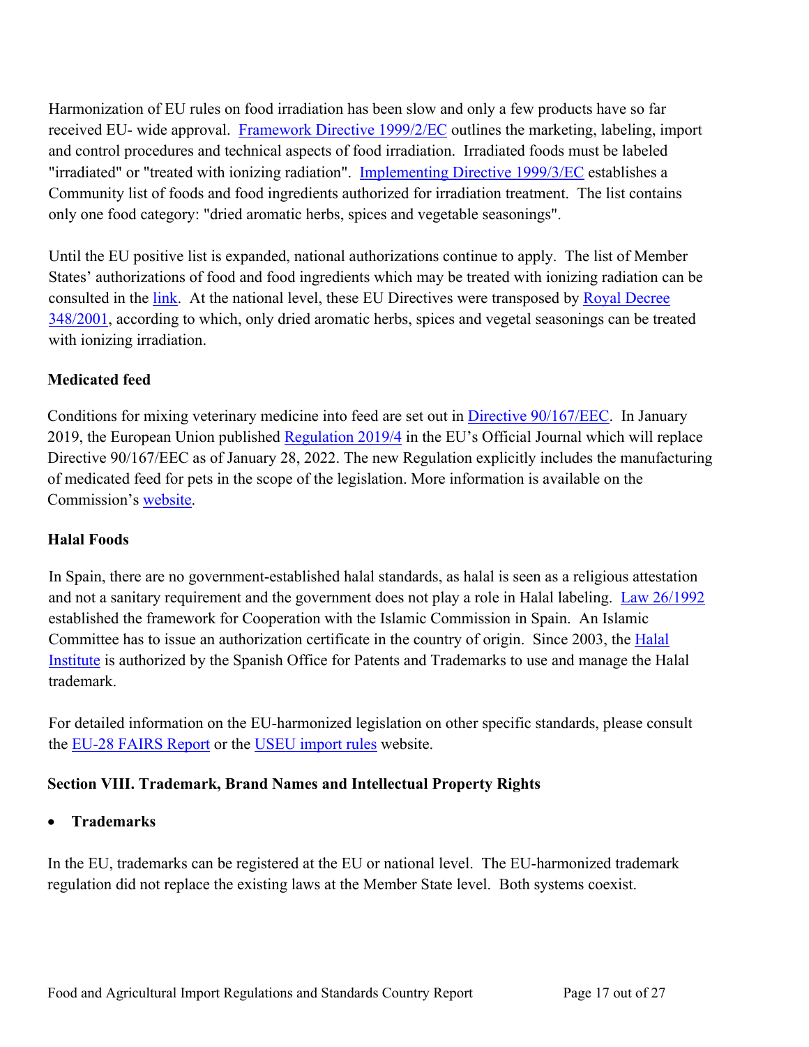Harmonization of EU rules on food irradiation has been slow and only a few products have so far received EU- wide approval. Framework Directive 1999/2/EC outlines the marketing, labeling, import and control procedures and technical aspects of food irradiation. Irradiated foods must be labeled "irradiated" or "treated with ionizing radiation". Implementing Directive 1999/3/EC establishes a Community list of foods and food ingredients authorized for irradiation treatment. The list contains only one food category: "dried aromatic herbs, spices and vegetable seasonings".

Until the EU positive list is expanded, national authorizations continue to apply. The list of Member States' authorizations of food and food ingredients which may be treated with ionizing radiation can be consulted in the link. At the national level, these EU Directives were transposed by Royal Decree 348/2001, according to which, only dried aromatic herbs, spices and vegetal seasonings can be treated with ionizing irradiation.

**Medicated feed**

Conditions for mixing veterinary medicine into feed are set out in Directive 90/167/EEC. In January 2019, the European Union published Regulation 2019/4 in the EU's Official Journal which will replace Directive 90/167/EEC as of January 28, 2022. The new Regulation explicitly includes the manufacturing of medicated feed for pets in the scope of the legislation. More information is available on the Commission's website.

**Halal Foods**

In Spain, there are no government-established halal standards, as halal is seen as a religious attestation and not a sanitary requirement and the government does not play a role in Halal labeling. Law 26/1992 established the framework for Cooperation with the Islamic Commission in Spain. An Islamic Committee has to issue an authorization certificate in the country of origin. Since 2003, the Halal Institute is authorized by the Spanish Office for Patents and Trademarks to use and manage the Halal trademark.

For detailed information on the EU-harmonized legislation on other specific standards, please consult the EU-28 FAIRS Report or the USEU import rules website.

## Section VIII. Trademark, Brand Names and Intellectual Property Rights

- **Trademarks**

In the EU, trademarks can be registered at the EU or national level. The EU-harmonized trademark regulation did not replace the existing laws at the Member State level. Both systems coexist.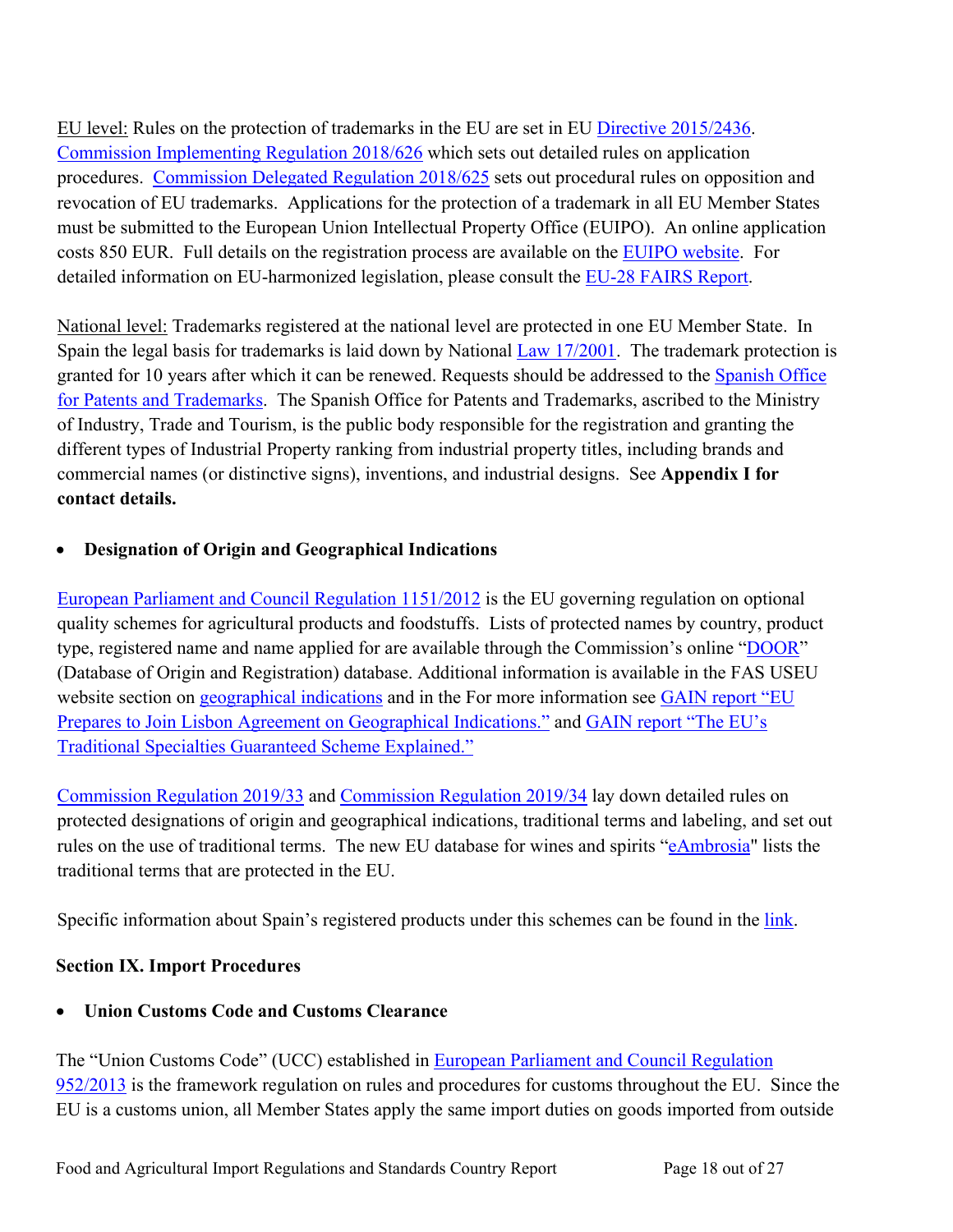EU level: Rules on the protection of trademarks in the EU are set in EU Directive 2015/2436. Commission Implementing Regulation 2018/626 which sets out detailed rules on application procedures. Commission Delegated Regulation 2018/625 sets out procedural rules on opposition and revocation of EU trademarks. Applications for the protection of a trademark in all EU Member States must be submitted to the European Union Intellectual Property Office (EUIPO). An online application costs 850 EUR. Full details on the registration process are available on the EUIPO website. For detailed information on EU-harmonized legislation, please consult the EU-28 FAIRS Report.

National level: Trademarks registered at the national level are protected in one EU Member State. In Spain the legal basis for trademarks is laid down by National Law 17/2001. The trademark protection is granted for 10 years after which it can be renewed. Requests should be addressed to the Spanish Office for Patents and Trademarks. The Spanish Office for Patents and Trademarks, ascribed to the Ministry of Industry, Trade and Tourism, is the public body responsible for the registration and granting the different types of Industrial Property ranking from industrial property titles, including brands and commercial names (or distinctive signs), inventions, and industrial designs. See **Appendix I for contact details.**

- **Designation of Origin and Geographical Indications**

European Parliament and Council Regulation 1151/2012 is the EU governing regulation on optional quality schemes for agricultural products and foodstuffs. Lists of protected names by country, product type, registered name and name applied for are available through the Commission's online "DOOR" (Database of Origin and Registration) database. Additional information is available in the FAS USEU website section on geographical indications and in the For more information see GAIN report "EU Prepares to Join Lisbon Agreement on Geographical Indications." and GAIN report "The EU's Traditional Specialties Guaranteed Scheme Explained."

Commission Regulation 2019/33 and Commission Regulation 2019/34 lay down detailed rules on protected designations of origin and geographical indications, traditional terms and labeling, and set out rules on the use of traditional terms. The new EU database for wines and spirits "eAmbrosia" lists the traditional terms that are protected in the EU.

Specific information about Spain's registered products under this schemes can be found in the link.

## Section IX. Import Procedures

- **Union Customs Code and Customs Clearance**

The "Union Customs Code" (UCC) established in European Parliament and Council Regulation 952/2013 is the framework regulation on rules and procedures for customs throughout the EU. Since the EU is a customs union, all Member States apply the same import duties on goods imported from outside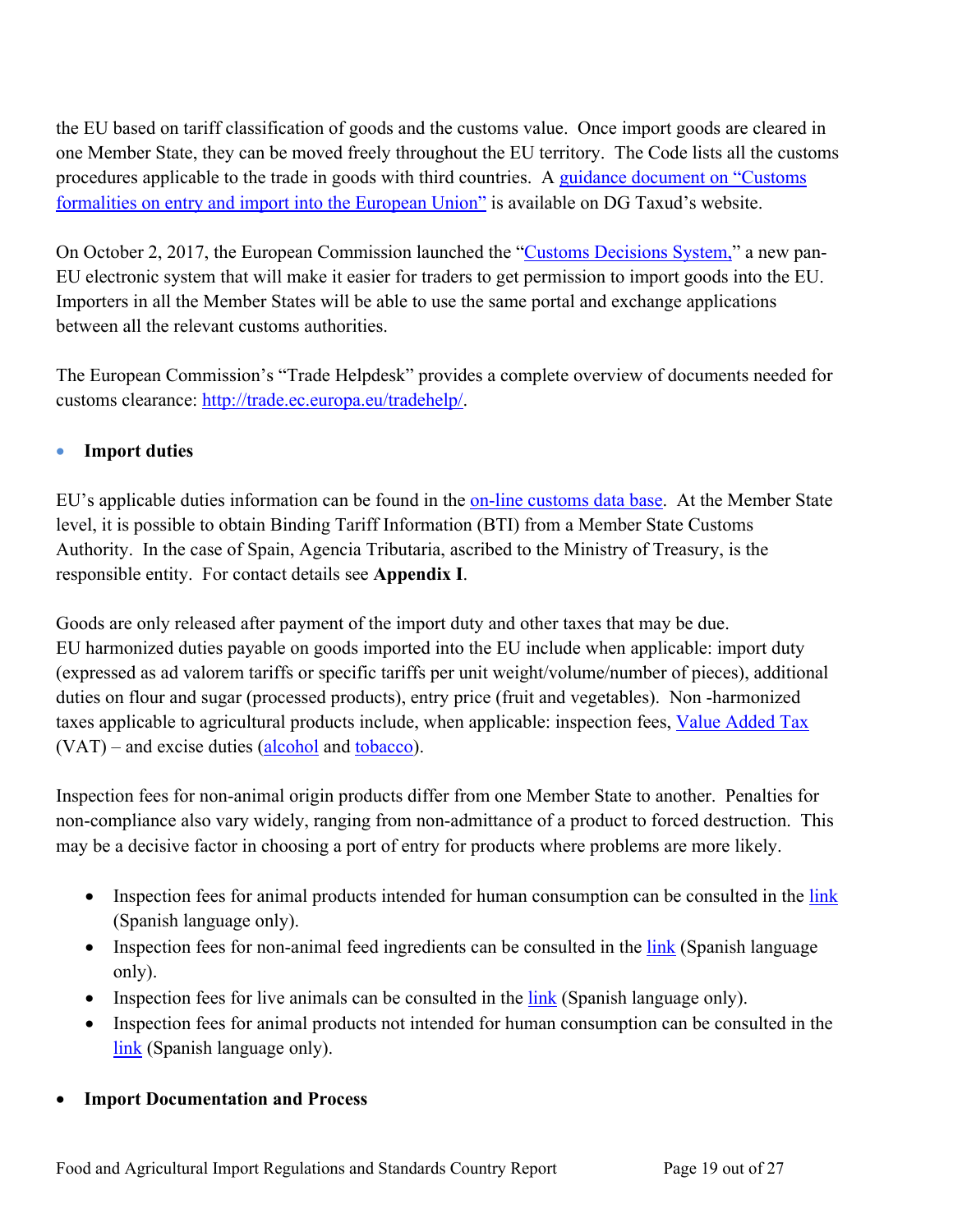the EU based on tariff classification of goods and the customs value. Once import goods are cleared in one Member State, they can be moved freely throughout the EU territory. The Code lists all the customs procedures applicable to the trade in goods with third countries. A guidance document on "Customs formalities on entry and import into the European Union" is available on DG Taxud's website.

On October 2, 2017, the European Commission launched the "Customs Decisions System," a new pan-EU electronic system that will make it easier for traders to get permission to import goods into the EU. Importers in all the Member States will be able to use the same portal and exchange applications between all the relevant customs authorities.

The European Commission's "Trade Helpdesk" provides a complete overview of documents needed for customs clearance: http://trade.ec.europa.eu/tradehelp/.

- **Import duties**

EU's applicable duties information can be found in the on-line customs data base. At the Member State level, it is possible to obtain Binding Tariff Information (BTI) from a Member State Customs Authority. In the case of Spain, Agencia Tributaria, ascribed to the Ministry of Treasury, is the responsible entity. For contact details see **Appendix I**.

Goods are only released after payment of the import duty and other taxes that may be due. EU harmonized duties payable on goods imported into the EU include when applicable: import duty (expressed as ad valorem tariffs or specific tariffs per unit weight/volume/number of pieces), additional duties on flour and sugar (processed products), entry price (fruit and vegetables). Non -harmonized taxes applicable to agricultural products include, when applicable: inspection fees, Value Added Tax (VAT) – and excise duties (alcohol and tobacco).

Inspection fees for non-animal origin products differ from one Member State to another. Penalties for non-compliance also vary widely, ranging from non-admittance of a product to forced destruction. This may be a decisive factor in choosing a port of entry for products where problems are more likely.

- Inspection fees for animal products intended for human consumption can be consulted in the link (Spanish language only).
- Inspection fees for non-animal feed ingredients can be consulted in the link (Spanish language only).
- Inspection fees for live animals can be consulted in the link (Spanish language only).
- Inspection fees for animal products not intended for human consumption can be consulted in the link (Spanish language only).

- **Import Documentation and Process**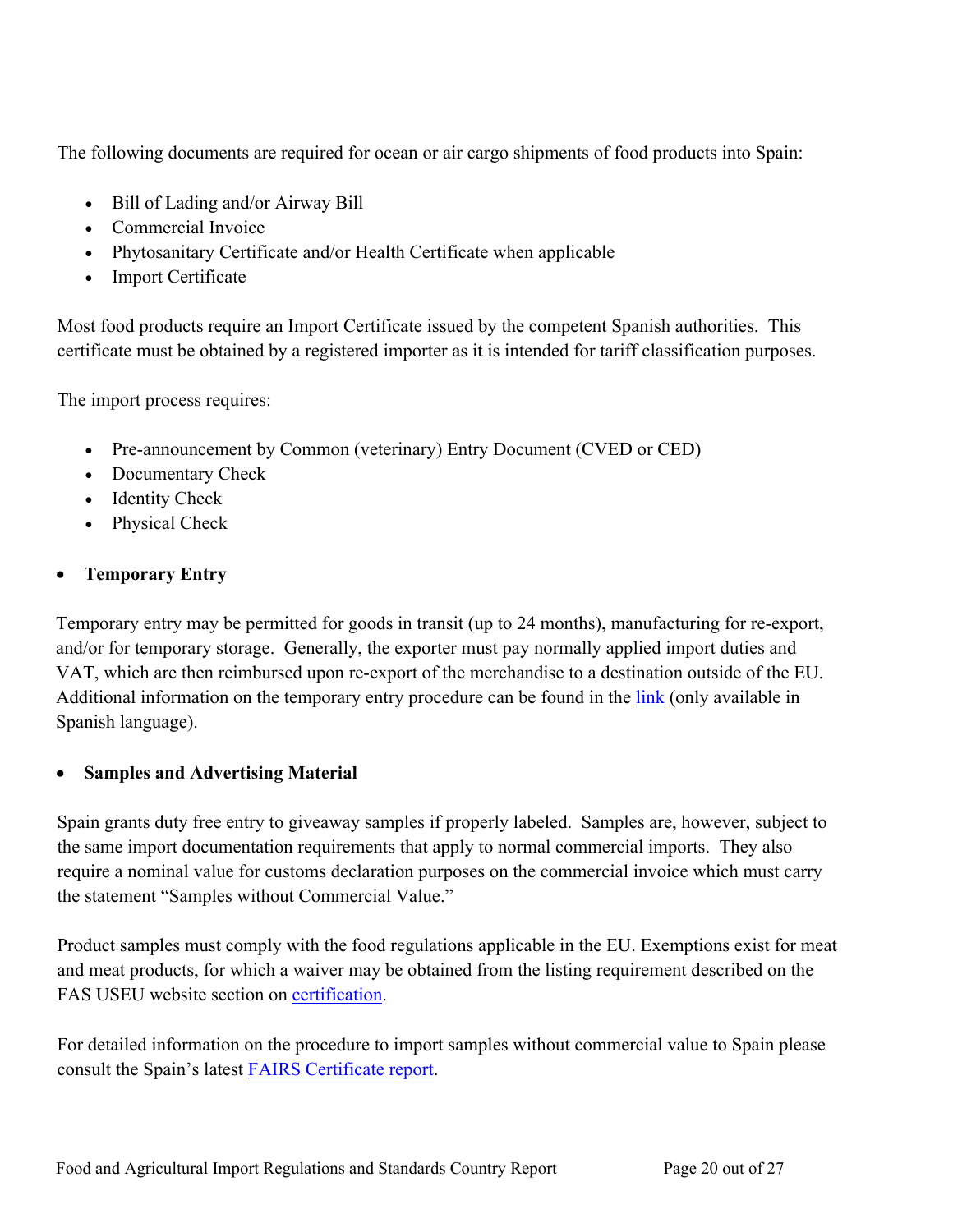The following documents are required for ocean or air cargo shipments of food products into Spain:

- Bill of Lading and/or Airway Bill
- Commercial Invoice
- Phytosanitary Certificate and/or Health Certificate when applicable
- Import Certificate

Most food products require an Import Certificate issued by the competent Spanish authorities. This certificate must be obtained by a registered importer as it is intended for tariff classification purposes.

The import process requires:

- Pre-announcement by Common (veterinary) Entry Document (CVED or CED)
- Documentary Check
- Identity Check
- Physical Check

- **Temporary Entry**

Temporary entry may be permitted for goods in transit (up to 24 months), manufacturing for re-export, and/or for temporary storage. Generally, the exporter must pay normally applied import duties and VAT, which are then reimbursed upon re-export of the merchandise to a destination outside of the EU. Additional information on the temporary entry procedure can be found in the link (only available in Spanish language).

- **Samples and Advertising Material**

Spain grants duty free entry to giveaway samples if properly labeled. Samples are, however, subject to the same import documentation requirements that apply to normal commercial imports. They also require a nominal value for customs declaration purposes on the commercial invoice which must carry the statement "Samples without Commercial Value."

Product samples must comply with the food regulations applicable in the EU. Exemptions exist for meat and meat products, for which a waiver may be obtained from the listing requirement described on the FAS USEU website section on certification.

For detailed information on the procedure to import samples without commercial value to Spain please consult the Spain's latest FAIRS Certificate report.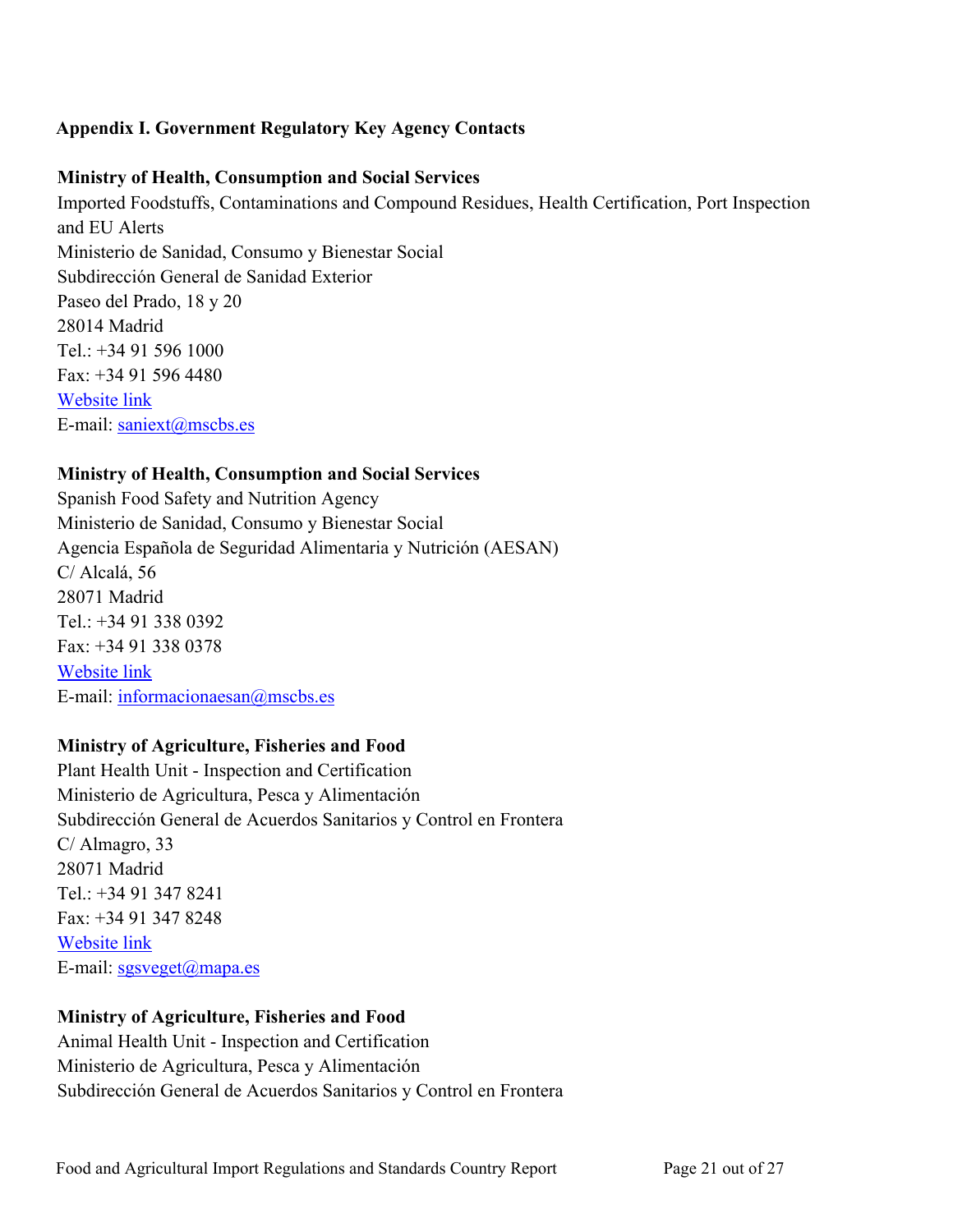## Appendix I. Government Regulatory Key Agency Contacts

**Ministry of Health, Consumption and Social Services**
Imported Foodstuffs, Contaminations and Compound Residues, Health Certification, Port Inspection and EU Alerts
Ministerio de Sanidad, Consumo y Bienestar Social
Subdirección General de Sanidad Exterior
Paseo del Prado, 18 y 20
28014 Madrid
Tel.: +34 91 596 1000
Fax: +34 91 596 4480
Website link
E-mail: saniext@mscbs.es

**Ministry of Health, Consumption and Social Services**
Spanish Food Safety and Nutrition Agency
Ministerio de Sanidad, Consumo y Bienestar Social
Agencia Española de Seguridad Alimentaria y Nutrición (AESAN)
C/ Alcalá, 56
28071 Madrid
Tel.: +34 91 338 0392
Fax: +34 91 338 0378
Website link
E-mail: informacionaesan@mscbs.es

**Ministry of Agriculture, Fisheries and Food**
Plant Health Unit - Inspection and Certification
Ministerio de Agricultura, Pesca y Alimentación
Subdirección General de Acuerdos Sanitarios y Control en Frontera
C/ Almagro, 33
28071 Madrid
Tel.: +34 91 347 8241
Fax: +34 91 347 8248
Website link
E-mail: sgsveget@mapa.es

**Ministry of Agriculture, Fisheries and Food**
Animal Health Unit - Inspection and Certification
Ministerio de Agricultura, Pesca y Alimentación
Subdirección General de Acuerdos Sanitarios y Control en Frontera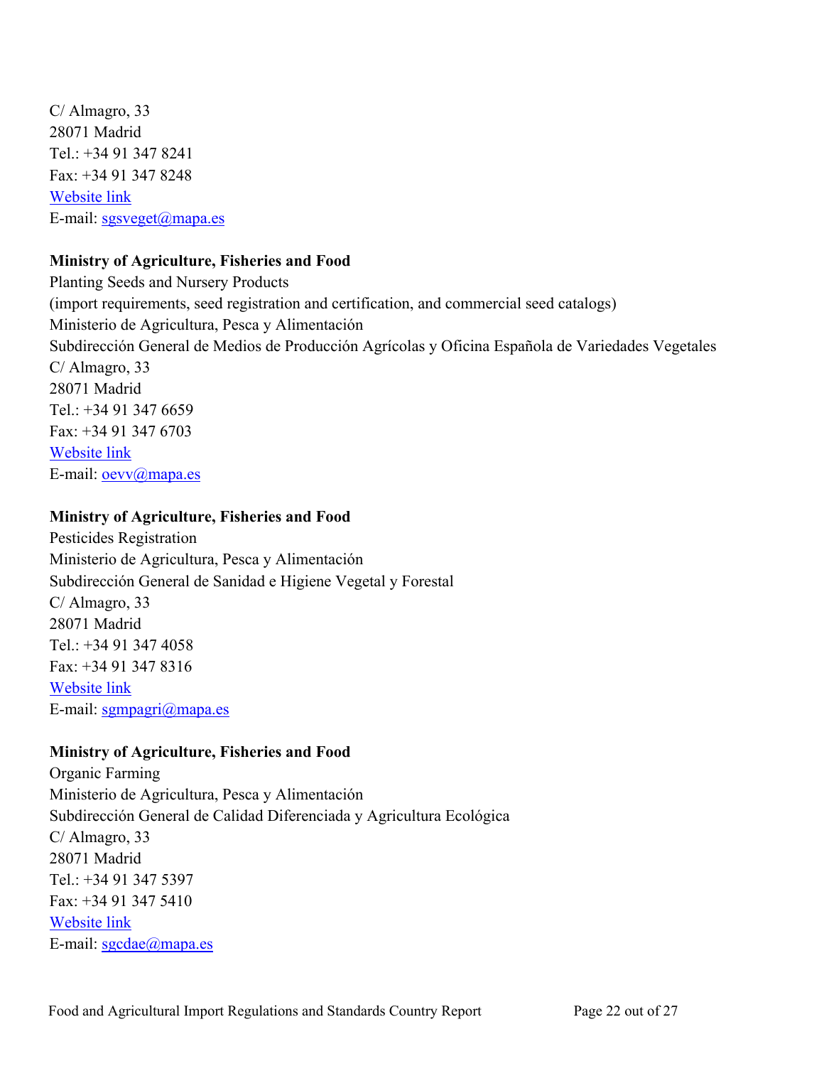C/ Almagro, 33
28071 Madrid
Tel.: +34 91 347 8241
Fax: +34 91 347 8248
[Website link]()
E-mail: [sgsveget@mapa.es](mailto:sgsveget@mapa.es)

**Ministry of Agriculture, Fisheries and Food**
Planting Seeds and Nursery Products
(import requirements, seed registration and certification, and commercial seed catalogs)
Ministerio de Agricultura, Pesca y Alimentación
Subdirección General de Medios de Producción Agrícolas y Oficina Española de Variedades Vegetales
C/ Almagro, 33
28071 Madrid
Tel.: +34 91 347 6659
Fax: +34 91 347 6703
[Website link]()
E-mail: [oevv@mapa.es](mailto:oevv@mapa.es)

**Ministry of Agriculture, Fisheries and Food**
Pesticides Registration
Ministerio de Agricultura, Pesca y Alimentación
Subdirección General de Sanidad e Higiene Vegetal y Forestal
C/ Almagro, 33
28071 Madrid
Tel.: +34 91 347 4058
Fax: +34 91 347 8316
[Website link]()
E-mail: [sgmpagri@mapa.es](mailto:sgmpagri@mapa.es)

**Ministry of Agriculture, Fisheries and Food**
Organic Farming
Ministerio de Agricultura, Pesca y Alimentación
Subdirección General de Calidad Diferenciada y Agricultura Ecológica
C/ Almagro, 33
28071 Madrid
Tel.: +34 91 347 5397
Fax: +34 91 347 5410
[Website link]()
E-mail: [sgcdae@mapa.es](mailto:sgcdae@mapa.es)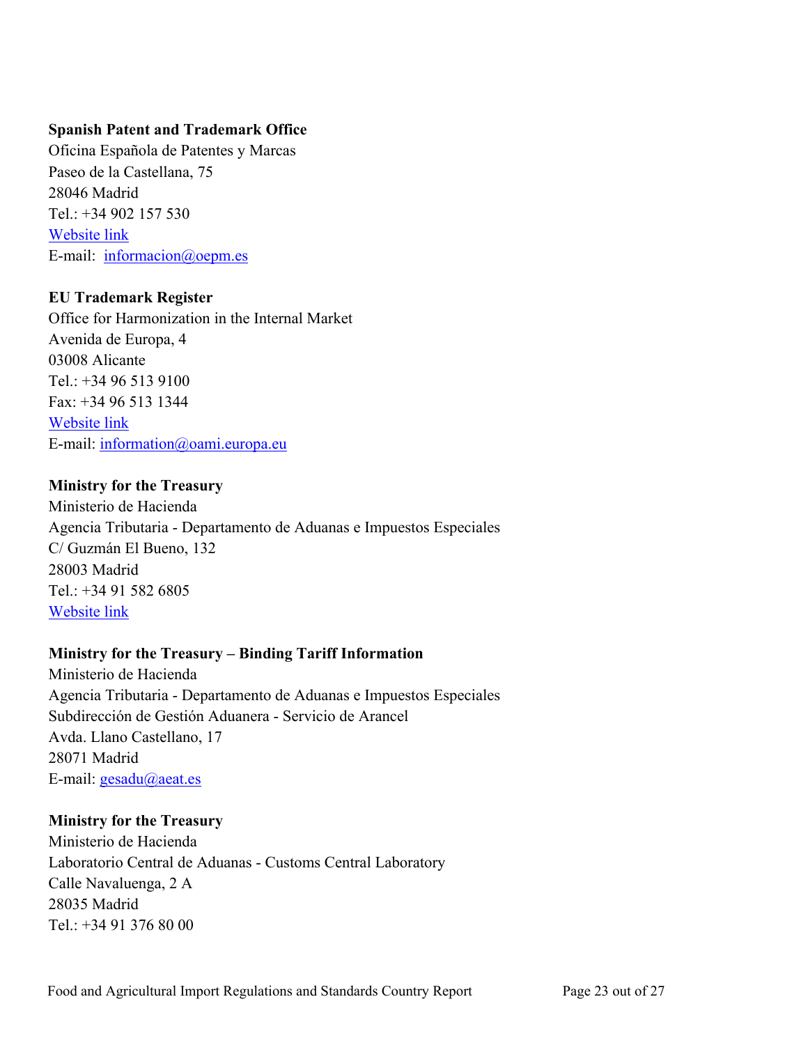**Spanish Patent and Trademark Office**
Oficina Española de Patentes y Marcas
Paseo de la Castellana, 75
28046 Madrid
Tel.: +34 902 157 530
Website link
E-mail: informacion@oepm.es

**EU Trademark Register**
Office for Harmonization in the Internal Market
Avenida de Europa, 4
03008 Alicante
Tel.: +34 96 513 9100
Fax: +34 96 513 1344
Website link
E-mail: information@oami.europa.eu

**Ministry for the Treasury**
Ministerio de Hacienda
Agencia Tributaria - Departamento de Aduanas e Impuestos Especiales
C/ Guzmán El Bueno, 132
28003 Madrid
Tel.: +34 91 582 6805
Website link

**Ministry for the Treasury – Binding Tariff Information**
Ministerio de Hacienda
Agencia Tributaria - Departamento de Aduanas e Impuestos Especiales
Subdirección de Gestión Aduanera - Servicio de Arancel
Avda. Llano Castellano, 17
28071 Madrid
E-mail: gesadu@aeat.es

**Ministry for the Treasury**
Ministerio de Hacienda
Laboratorio Central de Aduanas - Customs Central Laboratory
Calle Navaluenga, 2 A
28035 Madrid
Tel.: +34 91 376 80 00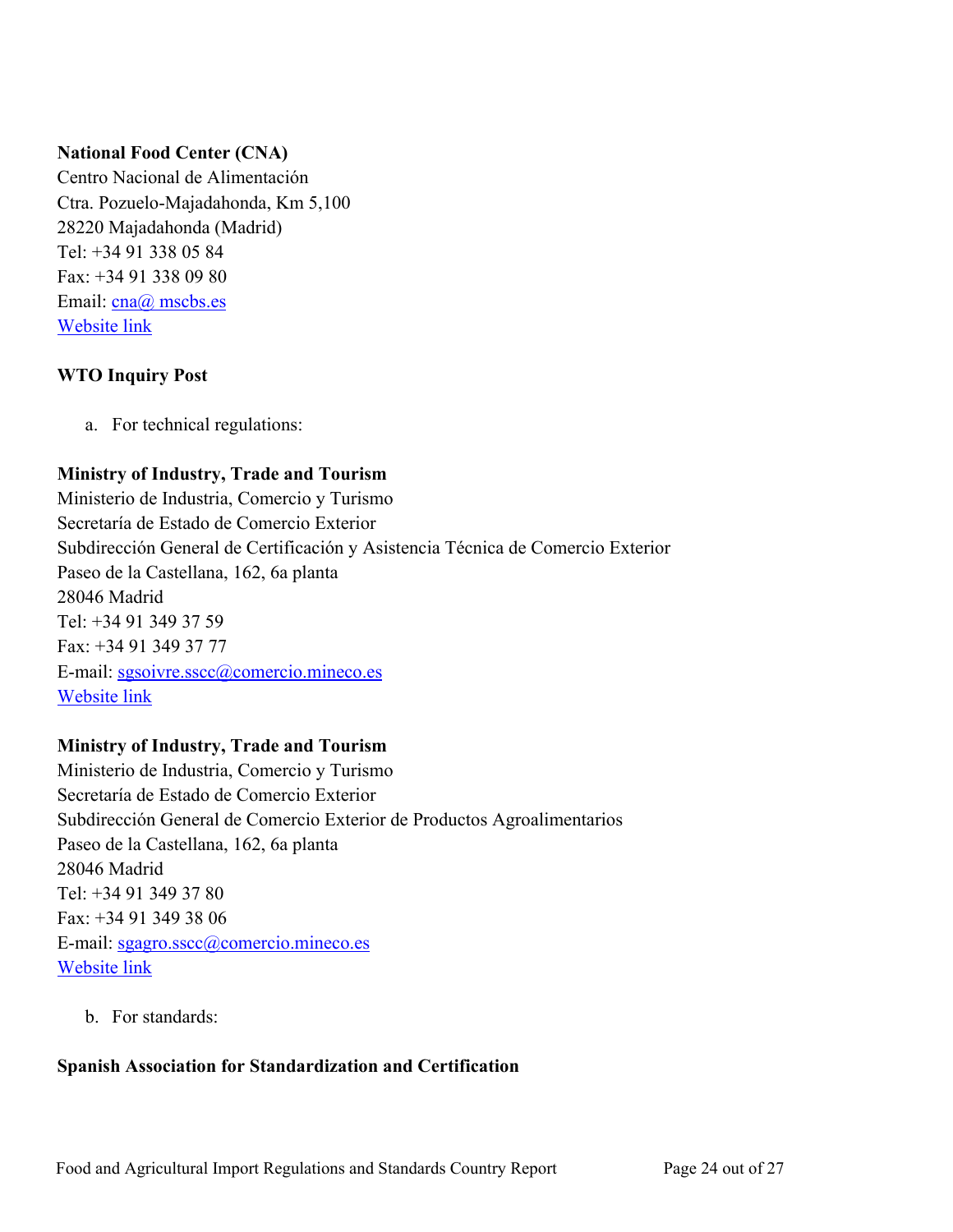**National Food Center (CNA)**
Centro Nacional de Alimentación
Ctra. Pozuelo-Majadahonda, Km 5,100
28220 Majadahonda (Madrid)
Tel: +34 91 338 05 84
Fax: +34 91 338 09 80
Email: cna@ mscbs.es
Website link

**WTO Inquiry Post**

a. For technical regulations:

**Ministry of Industry, Trade and Tourism**
Ministerio de Industria, Comercio y Turismo
Secretaría de Estado de Comercio Exterior
Subdirección General de Certificación y Asistencia Técnica de Comercio Exterior
Paseo de la Castellana, 162, 6a planta
28046 Madrid
Tel: +34 91 349 37 59
Fax: +34 91 349 37 77
E-mail: sgsoivre.sscc@comercio.mineco.es
Website link

**Ministry of Industry, Trade and Tourism**
Ministerio de Industria, Comercio y Turismo
Secretaría de Estado de Comercio Exterior
Subdirección General de Comercio Exterior de Productos Agroalimentarios
Paseo de la Castellana, 162, 6a planta
28046 Madrid
Tel: +34 91 349 37 80
Fax: +34 91 349 38 06
E-mail: sgagro.sscc@comercio.mineco.es
Website link

b. For standards:

**Spanish Association for Standardization and Certification**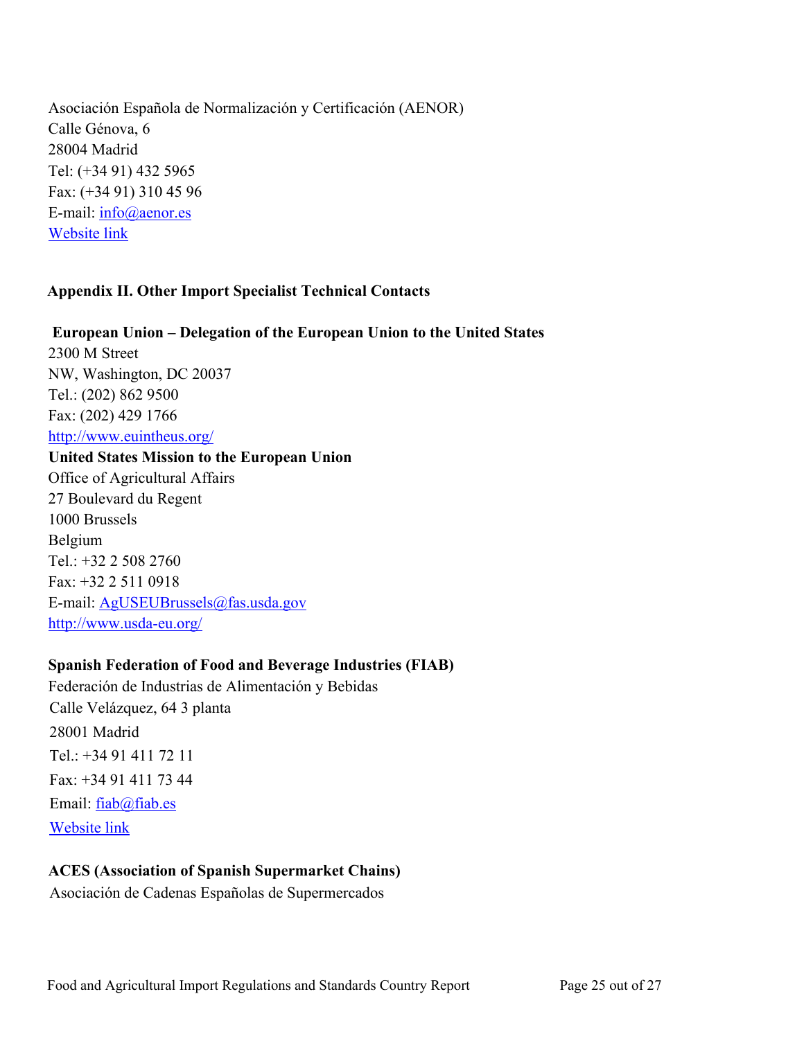Asociación Española de Normalización y Certificación (AENOR)
Calle Génova, 6
28004 Madrid
Tel: (+34 91) 432 5965
Fax: (+34 91) 310 45 96
E-mail: info@aenor.es
Website link

## Appendix II. Other Import Specialist Technical Contacts

**European Union – Delegation of the European Union to the United States**
2300 M Street
NW, Washington, DC 20037
Tel.: (202) 862 9500
Fax: (202) 429 1766
http://www.euintheus.org/

**United States Mission to the European Union**
Office of Agricultural Affairs
27 Boulevard du Regent
1000 Brussels
Belgium
Tel.: +32 2 508 2760
Fax: +32 2 511 0918
E-mail: AgUSEUBrussels@fas.usda.gov
http://www.usda-eu.org/

**Spanish Federation of Food and Beverage Industries (FIAB)**
Federación de Industrias de Alimentación y Bebidas
Calle Velázquez, 64 3 planta
28001 Madrid
Tel.: +34 91 411 72 11
Fax: +34 91 411 73 44
Email: fiab@fiab.es
Website link

**ACES (Association of Spanish Supermarket Chains)**
Asociación de Cadenas Españolas de Supermercados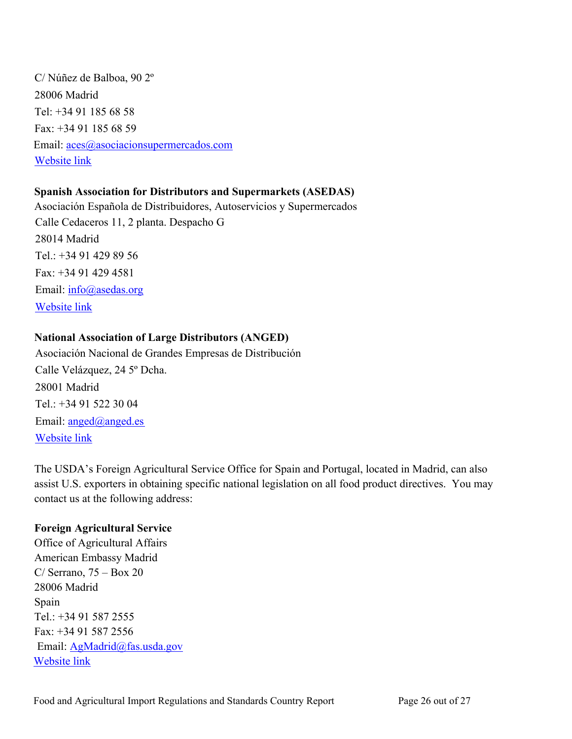C/ Núñez de Balboa, 90 2º
28006 Madrid
Tel: +34 91 185 68 58
Fax: +34 91 185 68 59
Email: aces@asociacionsupermercados.com
Website link

**Spanish Association for Distributors and Supermarkets (ASEDAS)**
Asociación Española de Distribuidores, Autoservicios y Supermercados
Calle Cedaceros 11, 2 planta. Despacho G
28014 Madrid
Tel.: +34 91 429 89 56
Fax: +34 91 429 4581
Email: info@asedas.org
Website link

**National Association of Large Distributors (ANGED)**
Asociación Nacional de Grandes Empresas de Distribución
Calle Velázquez, 24 5º Dcha.
28001 Madrid
Tel.: +34 91 522 30 04
Email: anged@anged.es
Website link

The USDA's Foreign Agricultural Service Office for Spain and Portugal, located in Madrid, can also assist U.S. exporters in obtaining specific national legislation on all food product directives. You may contact us at the following address:

**Foreign Agricultural Service**
Office of Agricultural Affairs
American Embassy Madrid
C/ Serrano, 75 – Box 20
28006 Madrid
Spain
Tel.: +34 91 587 2555
Fax: +34 91 587 2556
Email: AgMadrid@fas.usda.gov
Website link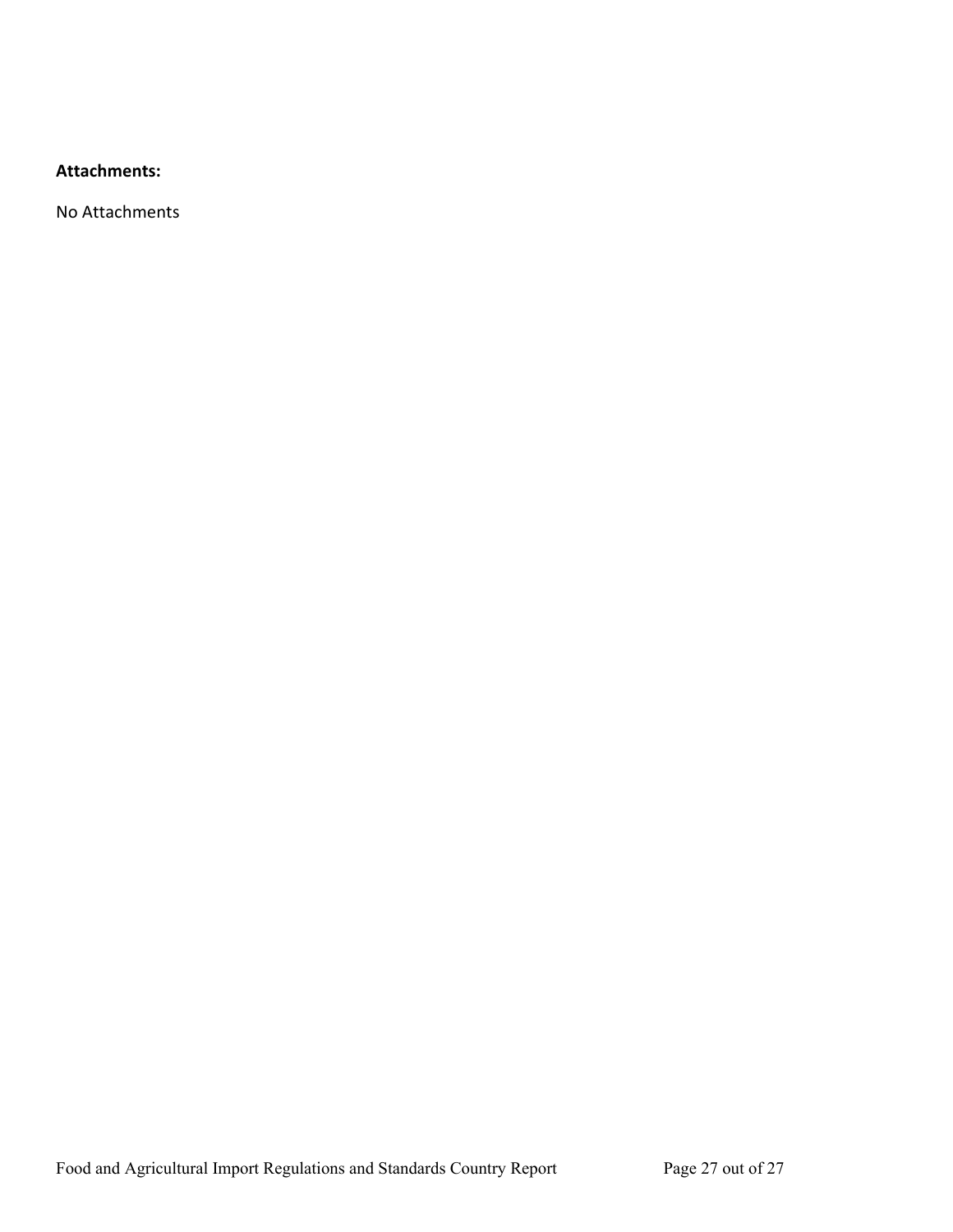**Attachments:**

No Attachments